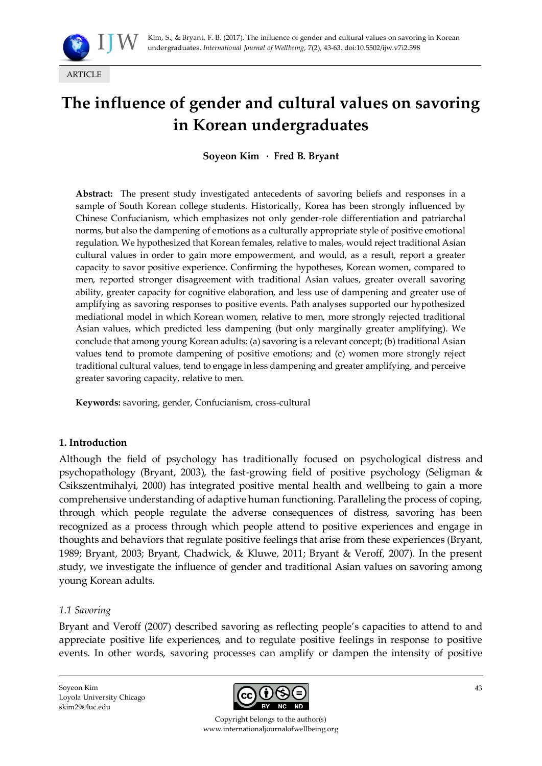Kim, S., & Bryant, F. B. (2017). The influence of gender and cultural values on savoring in Korean undergraduates. *International Journal of Wellbeing*, 7(2), 43-63. doi:10.5502/ijw.v7i2.598

ARTICLE

# The influence of gender and cultural values on savoring in Korean undergraduates

**Soyeon Kim · Fred B. Bryant**

**Abstract:** The present study investigated antecedents of savoring beliefs and responses in a sample of South Korean college students. Historically, Korea has been strongly influenced by Chinese Confucianism, which emphasizes not only gender-role differentiation and patriarchal norms, but also the dampening of emotions as a culturally appropriate style of positive emotional regulation. We hypothesized that Korean females, relative to males, would reject traditional Asian cultural values in order to gain more empowerment, and would, as a result, report a greater capacity to savor positive experience. Confirming the hypotheses, Korean women, compared to men, reported stronger disagreement with traditional Asian values, greater overall savoring ability, greater capacity for cognitive elaboration, and less use of dampening and greater use of amplifying as savoring responses to positive events. Path analyses supported our hypothesized mediational model in which Korean women, relative to men, more strongly rejected traditional Asian values, which predicted less dampening (but only marginally greater amplifying). We conclude that among young Korean adults: (a) savoring is a relevant concept; (b) traditional Asian values tend to promote dampening of positive emotions; and (c) women more strongly reject traditional cultural values, tend to engage in less dampening and greater amplifying, and perceive greater savoring capacity, relative to men.

**Keywords:** savoring, gender, Confucianism, cross-cultural

## 1. Introduction

Although the field of psychology has traditionally focused on psychological distress and psychopathology (Bryant, 2003), the fast-growing field of positive psychology (Seligman & Csikszentmihalyi, 2000) has integrated positive mental health and wellbeing to gain a more comprehensive understanding of adaptive human functioning. Paralleling the process of coping, through which people regulate the adverse consequences of distress, savoring has been recognized as a process through which people attend to positive experiences and engage in thoughts and behaviors that regulate positive feelings that arise from these experiences (Bryant, 1989; Bryant, 2003; Bryant, Chadwick, & Kluwe, 2011; Bryant & Veroff, 2007). In the present study, we investigate the influence of gender and traditional Asian values on savoring among young Korean adults.

### *1.1 Savoring*

Bryant and Veroff (2007) described savoring as reflecting people's capacities to attend to and appreciate positive life experiences, and to regulate positive feelings in response to positive events. In other words, savoring processes can amplify or dampen the intensity of positive

Soyeon Kim
Loyola University Chicago
skim29@luc.edu

Copyright belongs to the author(s)
www.internationaljournalofwellbeing.org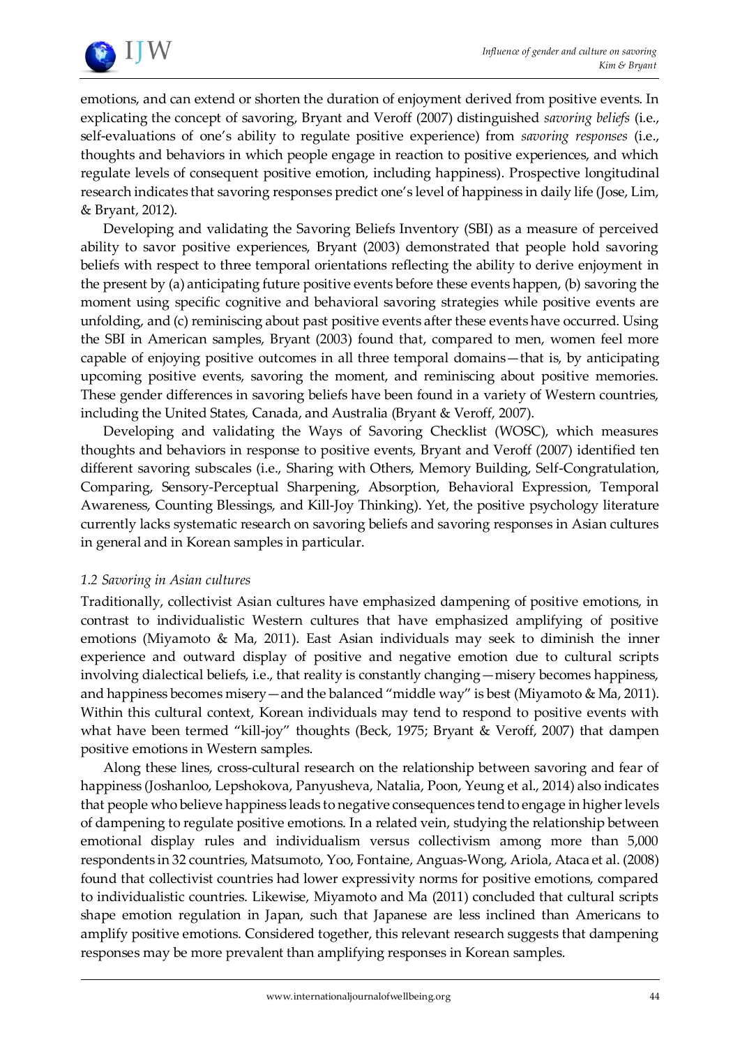emotions, and can extend or shorten the duration of enjoyment derived from positive events. In explicating the concept of savoring, Bryant and Veroff (2007) distinguished *savoring beliefs* (i.e., self-evaluations of one's ability to regulate positive experience) from *savoring responses* (i.e., thoughts and behaviors in which people engage in reaction to positive experiences, and which regulate levels of consequent positive emotion, including happiness). Prospective longitudinal research indicates that savoring responses predict one's level of happiness in daily life (Jose, Lim, & Bryant, 2012).

Developing and validating the Savoring Beliefs Inventory (SBI) as a measure of perceived ability to savor positive experiences, Bryant (2003) demonstrated that people hold savoring beliefs with respect to three temporal orientations reflecting the ability to derive enjoyment in the present by (a) anticipating future positive events before these events happen, (b) savoring the moment using specific cognitive and behavioral savoring strategies while positive events are unfolding, and (c) reminiscing about past positive events after these events have occurred. Using the SBI in American samples, Bryant (2003) found that, compared to men, women feel more capable of enjoying positive outcomes in all three temporal domains—that is, by anticipating upcoming positive events, savoring the moment, and reminiscing about positive memories. These gender differences in savoring beliefs have been found in a variety of Western countries, including the United States, Canada, and Australia (Bryant & Veroff, 2007).

Developing and validating the Ways of Savoring Checklist (WOSC), which measures thoughts and behaviors in response to positive events, Bryant and Veroff (2007) identified ten different savoring subscales (i.e., Sharing with Others, Memory Building, Self-Congratulation, Comparing, Sensory-Perceptual Sharpening, Absorption, Behavioral Expression, Temporal Awareness, Counting Blessings, and Kill-Joy Thinking). Yet, the positive psychology literature currently lacks systematic research on savoring beliefs and savoring responses in Asian cultures in general and in Korean samples in particular.

### *1.2 Savoring in Asian cultures*

Traditionally, collectivist Asian cultures have emphasized dampening of positive emotions, in contrast to individualistic Western cultures that have emphasized amplifying of positive emotions (Miyamoto & Ma, 2011). East Asian individuals may seek to diminish the inner experience and outward display of positive and negative emotion due to cultural scripts involving dialectical beliefs, i.e., that reality is constantly changing—misery becomes happiness, and happiness becomes misery—and the balanced "middle way" is best (Miyamoto & Ma, 2011). Within this cultural context, Korean individuals may tend to respond to positive events with what have been termed "kill-joy" thoughts (Beck, 1975; Bryant & Veroff, 2007) that dampen positive emotions in Western samples.

Along these lines, cross-cultural research on the relationship between savoring and fear of happiness (Joshanloo, Lepshokova, Panyusheva, Natalia, Poon, Yeung et al., 2014) also indicates that people who believe happiness leads to negative consequences tend to engage in higher levels of dampening to regulate positive emotions. In a related vein, studying the relationship between emotional display rules and individualism versus collectivism among more than 5,000 respondents in 32 countries, Matsumoto, Yoo, Fontaine, Anguas-Wong, Ariola, Ataca et al. (2008) found that collectivist countries had lower expressivity norms for positive emotions, compared to individualistic countries. Likewise, Miyamoto and Ma (2011) concluded that cultural scripts shape emotion regulation in Japan, such that Japanese are less inclined than Americans to amplify positive emotions. Considered together, this relevant research suggests that dampening responses may be more prevalent than amplifying responses in Korean samples.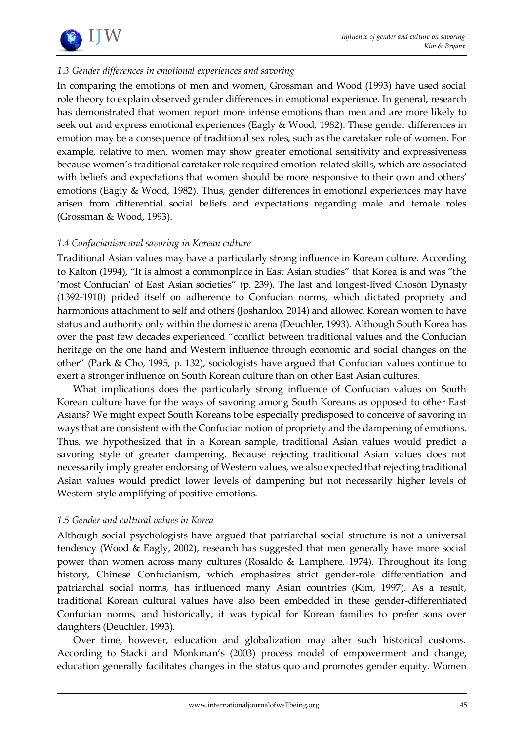### *1.3 Gender differences in emotional experiences and savoring*

In comparing the emotions of men and women, Grossman and Wood (1993) have used social role theory to explain observed gender differences in emotional experience. In general, research has demonstrated that women report more intense emotions than men and are more likely to seek out and express emotional experiences (Eagly & Wood, 1982). These gender differences in emotion may be a consequence of traditional sex roles, such as the caretaker role of women. For example, relative to men, women may show greater emotional sensitivity and expressiveness because women's traditional caretaker role required emotion-related skills, which are associated with beliefs and expectations that women should be more responsive to their own and others' emotions (Eagly & Wood, 1982). Thus, gender differences in emotional experiences may have arisen from differential social beliefs and expectations regarding male and female roles (Grossman & Wood, 1993).

### *1.4 Confucianism and savoring in Korean culture*

Traditional Asian values may have a particularly strong influence in Korean culture. According to Kalton (1994), "It is almost a commonplace in East Asian studies" that Korea is and was "the 'most Confucian' of East Asian societies" (p. 239). The last and longest-lived Chosŏn Dynasty (1392-1910) prided itself on adherence to Confucian norms, which dictated propriety and harmonious attachment to self and others (Joshanloo, 2014) and allowed Korean women to have status and authority only within the domestic arena (Deuchler, 1993). Although South Korea has over the past few decades experienced "conflict between traditional values and the Confucian heritage on the one hand and Western influence through economic and social changes on the other" (Park & Cho, 1995, p. 132), sociologists have argued that Confucian values continue to exert a stronger influence on South Korean culture than on other East Asian cultures.

What implications does the particularly strong influence of Confucian values on South Korean culture have for the ways of savoring among South Koreans as opposed to other East Asians? We might expect South Koreans to be especially predisposed to conceive of savoring in ways that are consistent with the Confucian notion of propriety and the dampening of emotions. Thus, we hypothesized that in a Korean sample, traditional Asian values would predict a savoring style of greater dampening. Because rejecting traditional Asian values does not necessarily imply greater endorsing of Western values, we also expected that rejecting traditional Asian values would predict lower levels of dampening but not necessarily higher levels of Western-style amplifying of positive emotions.

### *1.5 Gender and cultural values in Korea*

Although social psychologists have argued that patriarchal social structure is not a universal tendency (Wood & Eagly, 2002), research has suggested that men generally have more social power than women across many cultures (Rosaldo & Lamphere, 1974). Throughout its long history, Chinese Confucianism, which emphasizes strict gender-role differentiation and patriarchal social norms, has influenced many Asian countries (Kim, 1997). As a result, traditional Korean cultural values have also been embedded in these gender-differentiated Confucian norms, and historically, it was typical for Korean families to prefer sons over daughters (Deuchler, 1993).

Over time, however, education and globalization may alter such historical customs. According to Stacki and Monkman's (2003) process model of empowerment and change, education generally facilitates changes in the status quo and promotes gender equity. Women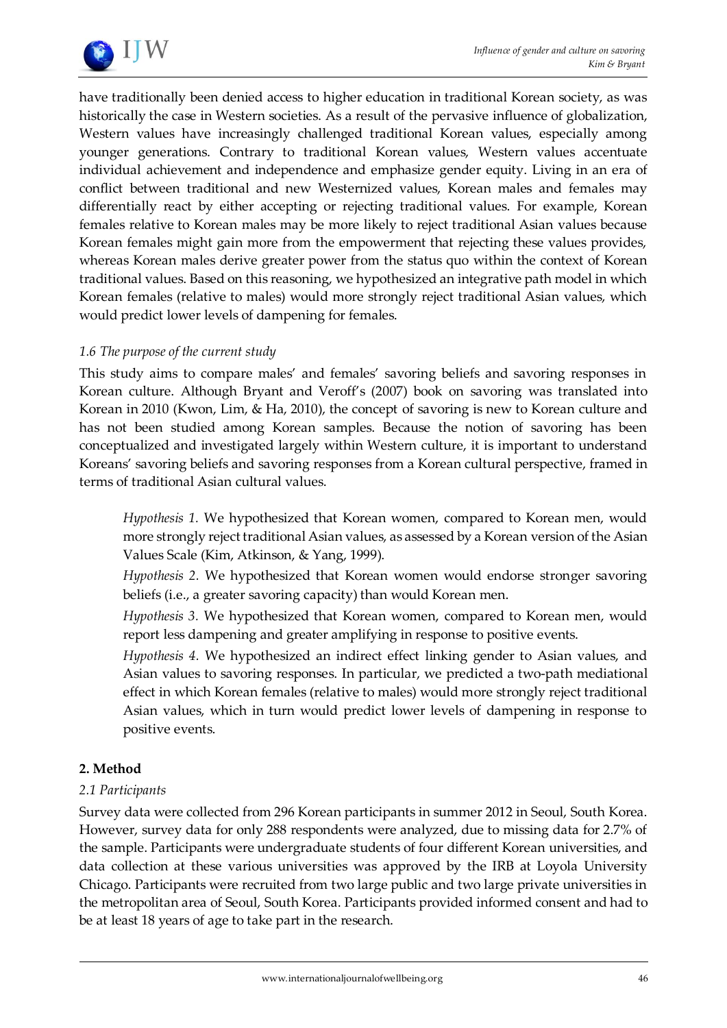have traditionally been denied access to higher education in traditional Korean society, as was historically the case in Western societies. As a result of the pervasive influence of globalization, Western values have increasingly challenged traditional Korean values, especially among younger generations. Contrary to traditional Korean values, Western values accentuate individual achievement and independence and emphasize gender equity. Living in an era of conflict between traditional and new Westernized values, Korean males and females may differentially react by either accepting or rejecting traditional values. For example, Korean females relative to Korean males may be more likely to reject traditional Asian values because Korean females might gain more from the empowerment that rejecting these values provides, whereas Korean males derive greater power from the status quo within the context of Korean traditional values. Based on this reasoning, we hypothesized an integrative path model in which Korean females (relative to males) would more strongly reject traditional Asian values, which would predict lower levels of dampening for females.

### *1.6 The purpose of the current study*

This study aims to compare males' and females' savoring beliefs and savoring responses in Korean culture. Although Bryant and Veroff's (2007) book on savoring was translated into Korean in 2010 (Kwon, Lim, & Ha, 2010), the concept of savoring is new to Korean culture and has not been studied among Korean samples. Because the notion of savoring has been conceptualized and investigated largely within Western culture, it is important to understand Koreans' savoring beliefs and savoring responses from a Korean cultural perspective, framed in terms of traditional Asian cultural values.

> *Hypothesis 1.* We hypothesized that Korean women, compared to Korean men, would more strongly reject traditional Asian values, as assessed by a Korean version of the Asian Values Scale (Kim, Atkinson, & Yang, 1999).
>
> *Hypothesis 2.* We hypothesized that Korean women would endorse stronger savoring beliefs (i.e., a greater savoring capacity) than would Korean men.
>
> *Hypothesis 3.* We hypothesized that Korean women, compared to Korean men, would report less dampening and greater amplifying in response to positive events.
>
> *Hypothesis 4.* We hypothesized an indirect effect linking gender to Asian values, and Asian values to savoring responses. In particular, we predicted a two-path mediational effect in which Korean females (relative to males) would more strongly reject traditional Asian values, which in turn would predict lower levels of dampening in response to positive events.

## 2. Method

### *2.1 Participants*

Survey data were collected from 296 Korean participants in summer 2012 in Seoul, South Korea. However, survey data for only 288 respondents were analyzed, due to missing data for 2.7% of the sample. Participants were undergraduate students of four different Korean universities, and data collection at these various universities was approved by the IRB at Loyola University Chicago. Participants were recruited from two large public and two large private universities in the metropolitan area of Seoul, South Korea. Participants provided informed consent and had to be at least 18 years of age to take part in the research.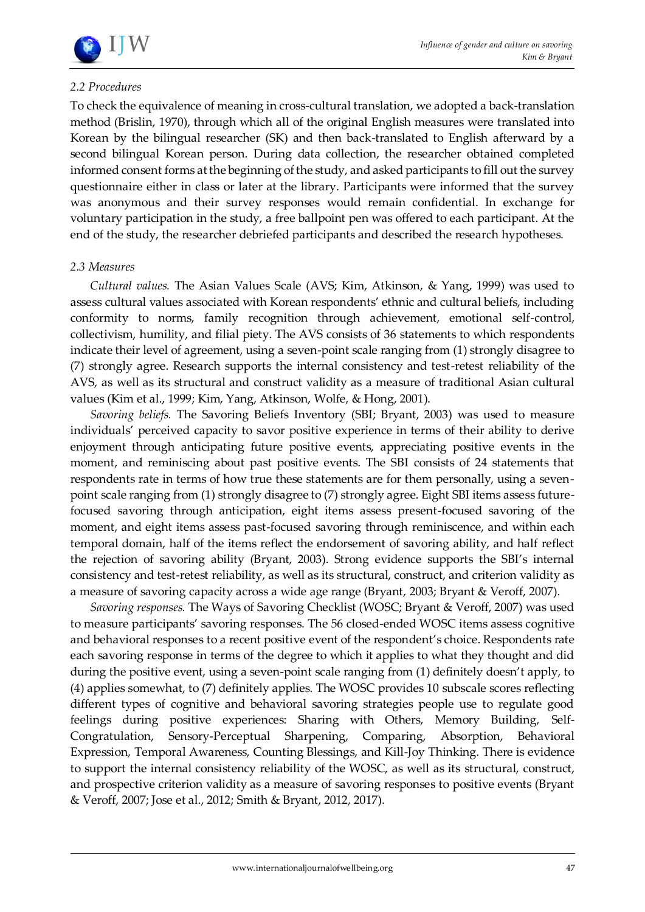### 2.2 Procedures

To check the equivalence of meaning in cross-cultural translation, we adopted a back-translation method (Brislin, 1970), through which all of the original English measures were translated into Korean by the bilingual researcher (SK) and then back-translated to English afterward by a second bilingual Korean person. During data collection, the researcher obtained completed informed consent forms at the beginning of the study, and asked participants to fill out the survey questionnaire either in class or later at the library. Participants were informed that the survey was anonymous and their survey responses would remain confidential. In exchange for voluntary participation in the study, a free ballpoint pen was offered to each participant. At the end of the study, the researcher debriefed participants and described the research hypotheses.

### 2.3 Measures

*Cultural values.* The Asian Values Scale (AVS; Kim, Atkinson, & Yang, 1999) was used to assess cultural values associated with Korean respondents' ethnic and cultural beliefs, including conformity to norms, family recognition through achievement, emotional self-control, collectivism, humility, and filial piety. The AVS consists of 36 statements to which respondents indicate their level of agreement, using a seven-point scale ranging from (1) strongly disagree to (7) strongly agree. Research supports the internal consistency and test-retest reliability of the AVS, as well as its structural and construct validity as a measure of traditional Asian cultural values (Kim et al., 1999; Kim, Yang, Atkinson, Wolfe, & Hong, 2001).

*Savoring beliefs.* The Savoring Beliefs Inventory (SBI; Bryant, 2003) was used to measure individuals' perceived capacity to savor positive experience in terms of their ability to derive enjoyment through anticipating future positive events, appreciating positive events in the moment, and reminiscing about past positive events. The SBI consists of 24 statements that respondents rate in terms of how true these statements are for them personally, using a seven-point scale ranging from (1) strongly disagree to (7) strongly agree. Eight SBI items assess future-focused savoring through anticipation, eight items assess present-focused savoring of the moment, and eight items assess past-focused savoring through reminiscence, and within each temporal domain, half of the items reflect the endorsement of savoring ability, and half reflect the rejection of savoring ability (Bryant, 2003). Strong evidence supports the SBI's internal consistency and test-retest reliability, as well as its structural, construct, and criterion validity as a measure of savoring capacity across a wide age range (Bryant, 2003; Bryant & Veroff, 2007).

*Savoring responses.* The Ways of Savoring Checklist (WOSC; Bryant & Veroff, 2007) was used to measure participants' savoring responses. The 56 closed-ended WOSC items assess cognitive and behavioral responses to a recent positive event of the respondent's choice. Respondents rate each savoring response in terms of the degree to which it applies to what they thought and did during the positive event, using a seven-point scale ranging from (1) definitely doesn't apply, to (4) applies somewhat, to (7) definitely applies. The WOSC provides 10 subscale scores reflecting different types of cognitive and behavioral savoring strategies people use to regulate good feelings during positive experiences: Sharing with Others, Memory Building, Self-Congratulation, Sensory-Perceptual Sharpening, Comparing, Absorption, Behavioral Expression, Temporal Awareness, Counting Blessings, and Kill-Joy Thinking. There is evidence to support the internal consistency reliability of the WOSC, as well as its structural, construct, and prospective criterion validity as a measure of savoring responses to positive events (Bryant & Veroff, 2007; Jose et al., 2012; Smith & Bryant, 2012, 2017).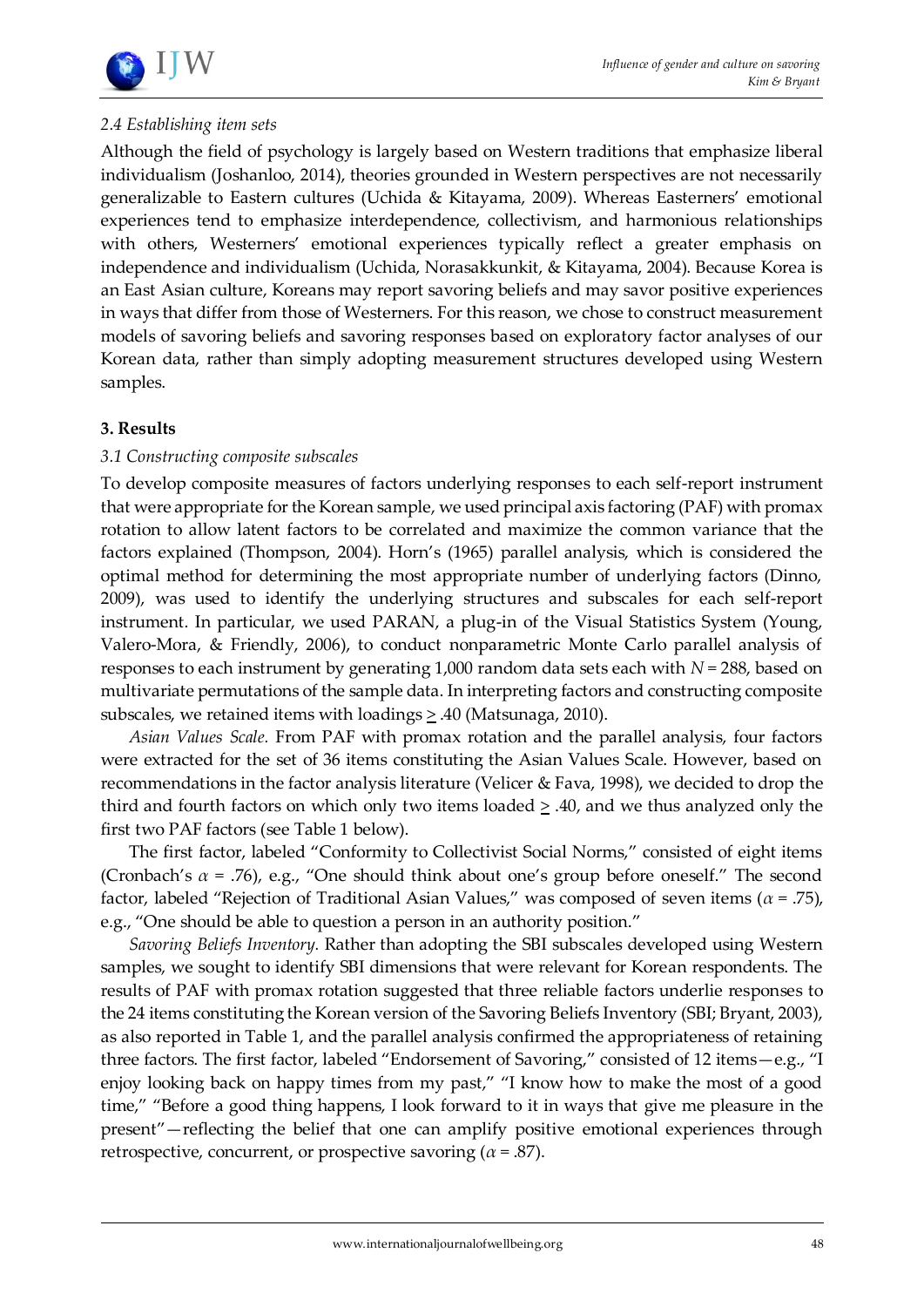### 2.4 Establishing item sets

Although the field of psychology is largely based on Western traditions that emphasize liberal individualism (Joshanloo, 2014), theories grounded in Western perspectives are not necessarily generalizable to Eastern cultures (Uchida & Kitayama, 2009). Whereas Easterners' emotional experiences tend to emphasize interdependence, collectivism, and harmonious relationships with others, Westerners' emotional experiences typically reflect a greater emphasis on independence and individualism (Uchida, Norasakkunkit, & Kitayama, 2004). Because Korea is an East Asian culture, Koreans may report savoring beliefs and may savor positive experiences in ways that differ from those of Westerners. For this reason, we chose to construct measurement models of savoring beliefs and savoring responses based on exploratory factor analyses of our Korean data, rather than simply adopting measurement structures developed using Western samples.

## 3. Results

### 3.1 Constructing composite subscales

To develop composite measures of factors underlying responses to each self-report instrument that were appropriate for the Korean sample, we used principal axis factoring (PAF) with promax rotation to allow latent factors to be correlated and maximize the common variance that the factors explained (Thompson, 2004). Horn's (1965) parallel analysis, which is considered the optimal method for determining the most appropriate number of underlying factors (Dinno, 2009), was used to identify the underlying structures and subscales for each self-report instrument. In particular, we used PARAN, a plug-in of the Visual Statistics System (Young, Valero-Mora, & Friendly, 2006), to conduct nonparametric Monte Carlo parallel analysis of responses to each instrument by generating 1,000 random data sets each with $N = 288$, based on multivariate permutations of the sample data. In interpreting factors and constructing composite subscales, we retained items with loadings $\geq .40$ (Matsunaga, 2010).

*Asian Values Scale.* From PAF with promax rotation and the parallel analysis, four factors were extracted for the set of 36 items constituting the Asian Values Scale. However, based on recommendations in the factor analysis literature (Velicer & Fava, 1998), we decided to drop the third and fourth factors on which only two items loaded $\geq .40$, and we thus analyzed only the first two PAF factors (see Table 1 below).

The first factor, labeled "Conformity to Collectivist Social Norms," consisted of eight items (Cronbach's $\alpha = .76$), e.g., "One should think about one's group before oneself." The second factor, labeled "Rejection of Traditional Asian Values," was composed of seven items ($\alpha = .75$), e.g., "One should be able to question a person in an authority position."

*Savoring Beliefs Inventory.* Rather than adopting the SBI subscales developed using Western samples, we sought to identify SBI dimensions that were relevant for Korean respondents. The results of PAF with promax rotation suggested that three reliable factors underlie responses to the 24 items constituting the Korean version of the Savoring Beliefs Inventory (SBI; Bryant, 2003), as also reported in Table 1, and the parallel analysis confirmed the appropriateness of retaining three factors. The first factor, labeled "Endorsement of Savoring," consisted of 12 items—e.g., "I enjoy looking back on happy times from my past," "I know how to make the most of a good time," "Before a good thing happens, I look forward to it in ways that give me pleasure in the present"—reflecting the belief that one can amplify positive emotional experiences through retrospective, concurrent, or prospective savoring ($\alpha = .87$).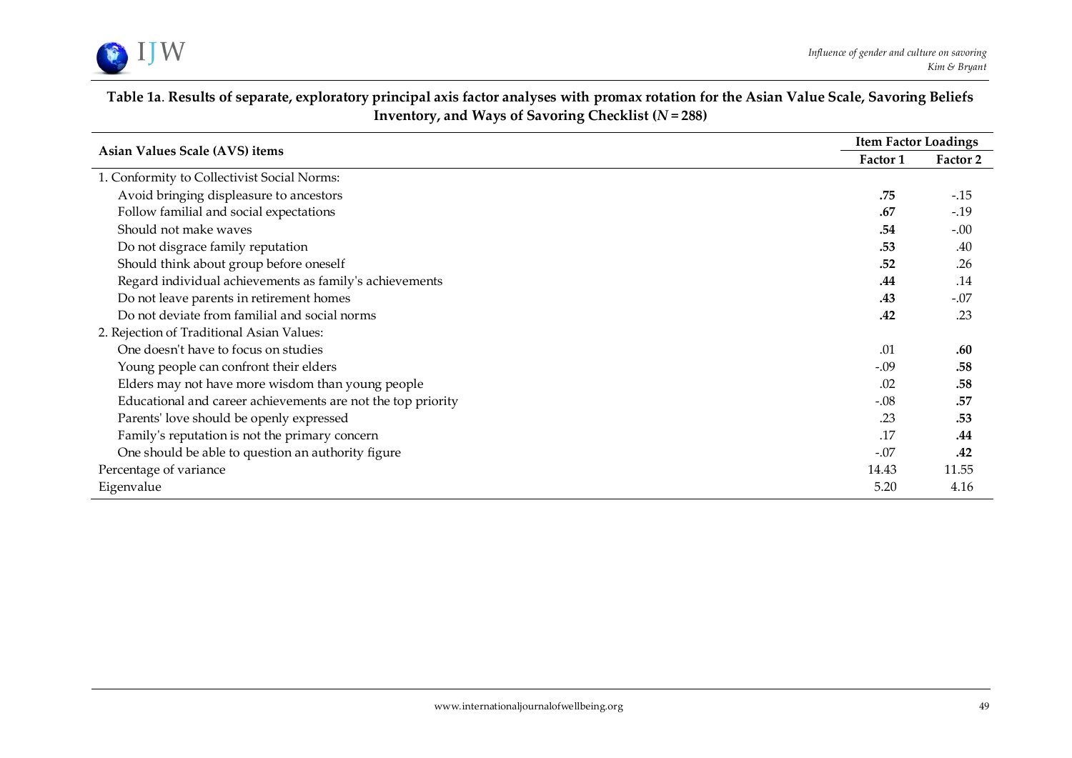**Table 1a**. **Results of separate, exploratory principal axis factor analyses with promax rotation for the Asian Value Scale, Savoring Beliefs Inventory, and Ways of Savoring Checklist (*N* = 288)**

| Asian Values Scale (AVS) items | Item Factor Loadings | |
|---|---|---|
| | Factor 1 | Factor 2 |
| 1. Conformity to Collectivist Social Norms: | | |
| Avoid bringing displeasure to ancestors | **.75** | -.15 |
| Follow familial and social expectations | **.67** | -.19 |
| Should not make waves | **.54** | -.00 |
| Do not disgrace family reputation | **.53** | .40 |
| Should think about group before oneself | **.52** | .26 |
| Regard individual achievements as family's achievements | **.44** | .14 |
| Do not leave parents in retirement homes | **.43** | -.07 |
| Do not deviate from familial and social norms | **.42** | .23 |
| 2. Rejection of Traditional Asian Values: | | |
| One doesn't have to focus on studies | .01 | **.60** |
| Young people can confront their elders | -.09 | **.58** |
| Elders may not have more wisdom than young people | .02 | **.58** |
| Educational and career achievements are not the top priority | -.08 | **.57** |
| Parents' love should be openly expressed | .23 | **.53** |
| Family's reputation is not the primary concern | .17 | **.44** |
| One should be able to question an authority figure | -.07 | **.42** |
| Percentage of variance | 14.43 | 11.55 |
| Eigenvalue | 5.20 | 4.16 |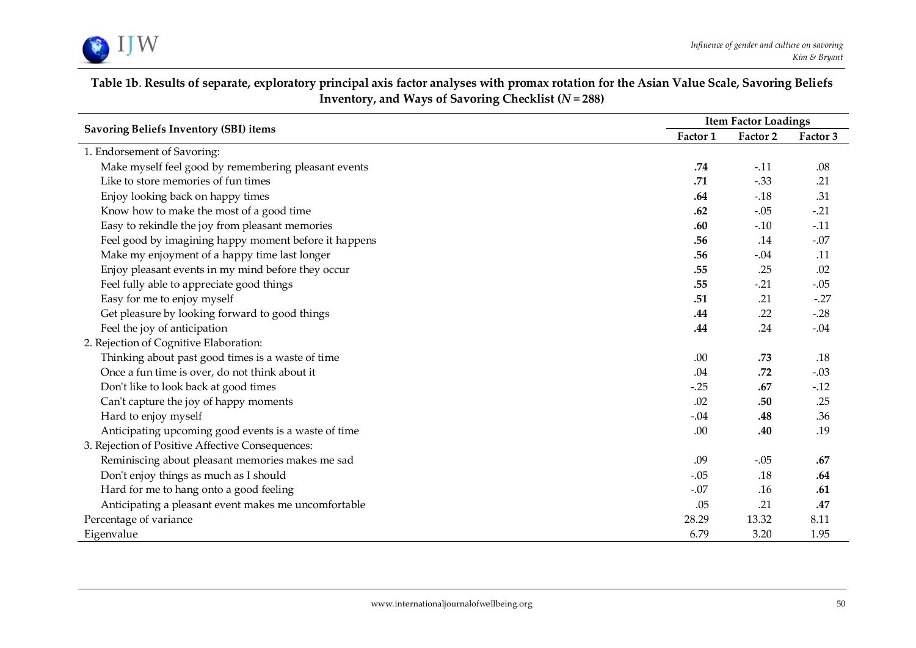**Table 1b. Results of separate, exploratory principal axis factor analyses with promax rotation for the Asian Value Scale, Savoring Beliefs Inventory, and Ways of Savoring Checklist (*N* = 288)**

| Savoring Beliefs Inventory (SBI) items | Item Factor Loadings | | |
|---|---|---|---|
| | Factor 1 | Factor 2 | Factor 3 |
| 1. Endorsement of Savoring: | | | |
| Make myself feel good by remembering pleasant events | **.74** | -.11 | .08 |
| Like to store memories of fun times | **.71** | -.33 | .21 |
| Enjoy looking back on happy times | **.64** | -.18 | .31 |
| Know how to make the most of a good time | **.62** | -.05 | -.21 |
| Easy to rekindle the joy from pleasant memories | **.60** | -.10 | -.11 |
| Feel good by imagining happy moment before it happens | **.56** | .14 | -.07 |
| Make my enjoyment of a happy time last longer | **.56** | -.04 | .11 |
| Enjoy pleasant events in my mind before they occur | **.55** | .25 | .02 |
| Feel fully able to appreciate good things | **.55** | -.21 | -.05 |
| Easy for me to enjoy myself | **.51** | .21 | -.27 |
| Get pleasure by looking forward to good things | **.44** | .22 | -.28 |
| Feel the joy of anticipation | **.44** | .24 | -.04 |
| 2. Rejection of Cognitive Elaboration: | | | |
| Thinking about past good times is a waste of time | .00 | **.73** | .18 |
| Once a fun time is over, do not think about it | .04 | **.72** | -.03 |
| Don't like to look back at good times | -.25 | **.67** | -.12 |
| Can't capture the joy of happy moments | .02 | **.50** | .25 |
| Hard to enjoy myself | -.04 | **.48** | .36 |
| Anticipating upcoming good events is a waste of time | .00 | **.40** | .19 |
| 3. Rejection of Positive Affective Consequences: | | | |
| Reminiscing about pleasant memories makes me sad | .09 | -.05 | **.67** |
| Don't enjoy things as much as I should | -.05 | .18 | **.64** |
| Hard for me to hang onto a good feeling | -.07 | .16 | **.61** |
| Anticipating a pleasant event makes me uncomfortable | .05 | .21 | **.47** |
| Percentage of variance | 28.29 | 13.32 | 8.11 |
| Eigenvalue | 6.79 | 3.20 | 1.95 |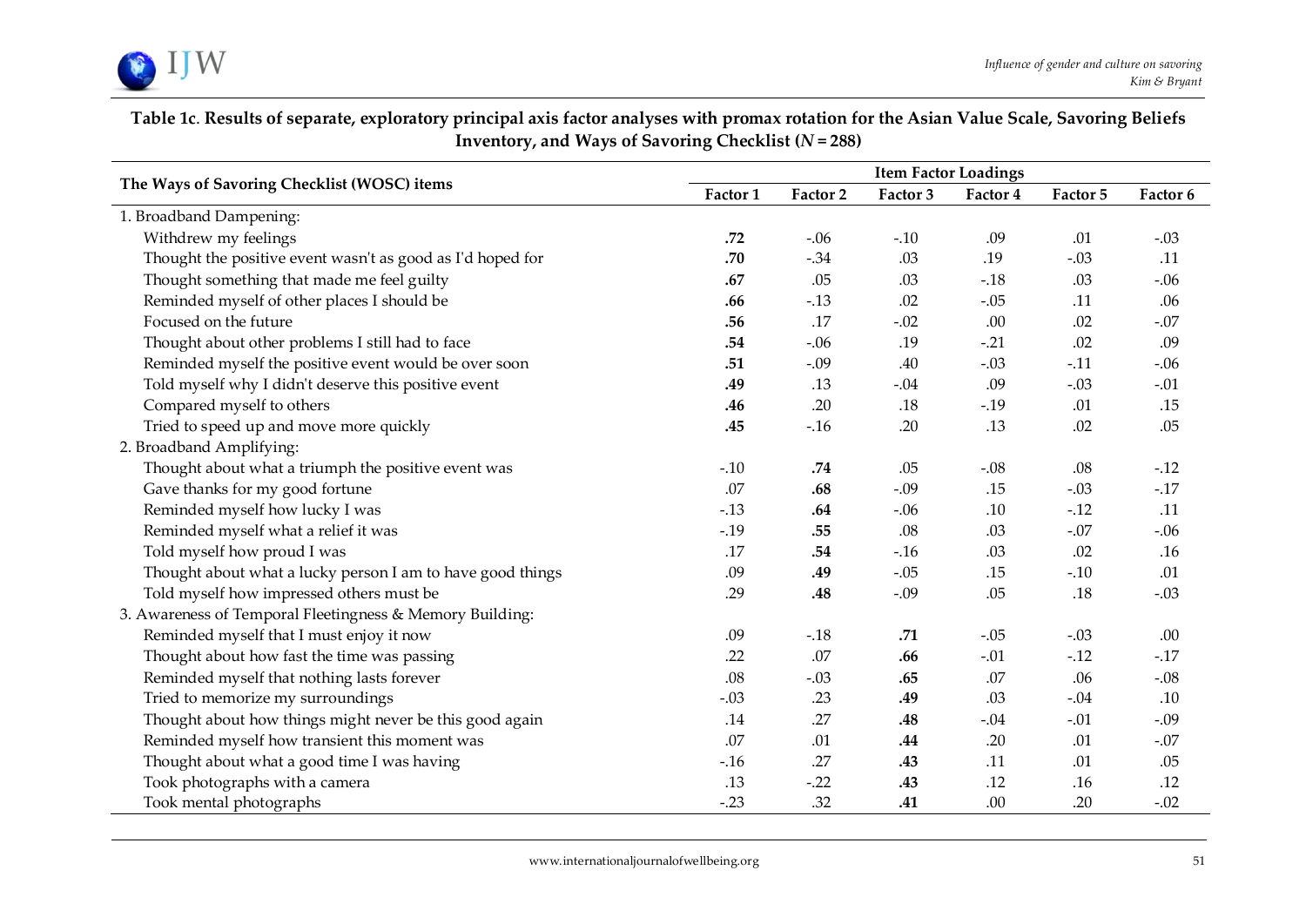**Table 1c**. **Results of separate, exploratory principal axis factor analyses with promax rotation for the Asian Value Scale, Savoring Beliefs Inventory, and Ways of Savoring Checklist (*N* = 288)**

| The Ways of Savoring Checklist (WOSC) items | Item Factor Loadings | | | | | |
|---|---|---|---|---|---|---|
| | Factor 1 | Factor 2 | Factor 3 | Factor 4 | Factor 5 | Factor 6 |
| 1. Broadband Dampening: | | | | | | |
| Withdrew my feelings | **.72** | -.06 | -.10 | .09 | .01 | -.03 |
| Thought the positive event wasn't as good as I'd hoped for | **.70** | -.34 | .03 | .19 | -.03 | .11 |
| Thought something that made me feel guilty | **.67** | .05 | .03 | -.18 | .03 | -.06 |
| Reminded myself of other places I should be | **.66** | -.13 | .02 | -.05 | .11 | .06 |
| Focused on the future | **.56** | .17 | -.02 | .00 | .02 | -.07 |
| Thought about other problems I still had to face | **.54** | -.06 | .19 | -.21 | .02 | .09 |
| Reminded myself the positive event would be over soon | **.51** | -.09 | .40 | -.03 | -.11 | -.06 |
| Told myself why I didn't deserve this positive event | **.49** | .13 | -.04 | .09 | -.03 | -.01 |
| Compared myself to others | **.46** | .20 | .18 | -.19 | .01 | .15 |
| Tried to speed up and move more quickly | **.45** | -.16 | .20 | .13 | .02 | .05 |
| 2. Broadband Amplifying: | | | | | | |
| Thought about what a triumph the positive event was | -.10 | **.74** | .05 | -.08 | .08 | -.12 |
| Gave thanks for my good fortune | .07 | **.68** | -.09 | .15 | -.03 | -.17 |
| Reminded myself how lucky I was | -.13 | **.64** | -.06 | .10 | -.12 | .11 |
| Reminded myself what a relief it was | -.19 | **.55** | .08 | .03 | -.07 | -.06 |
| Told myself how proud I was | .17 | **.54** | -.16 | .03 | .02 | .16 |
| Thought about what a lucky person I am to have good things | .09 | **.49** | -.05 | .15 | -.10 | .01 |
| Told myself how impressed others must be | .29 | **.48** | -.09 | .05 | .18 | -.03 |
| 3. Awareness of Temporal Fleetingness & Memory Building: | | | | | | |
| Reminded myself that I must enjoy it now | .09 | -.18 | **.71** | -.05 | -.03 | .00 |
| Thought about how fast the time was passing | .22 | .07 | **.66** | -.01 | -.12 | -.17 |
| Reminded myself that nothing lasts forever | .08 | -.03 | **.65** | .07 | .06 | -.08 |
| Tried to memorize my surroundings | -.03 | .23 | **.49** | .03 | -.04 | .10 |
| Thought about how things might never be this good again | .14 | .27 | **.48** | -.04 | -.01 | -.09 |
| Reminded myself how transient this moment was | .07 | .01 | **.44** | .20 | .01 | -.07 |
| Thought about what a good time I was having | -.16 | .27 | **.43** | .11 | .01 | .05 |
| Took photographs with a camera | .13 | -.22 | **.43** | .12 | .16 | .12 |
| Took mental photographs | -.23 | .32 | **.41** | .00 | .20 | -.02 |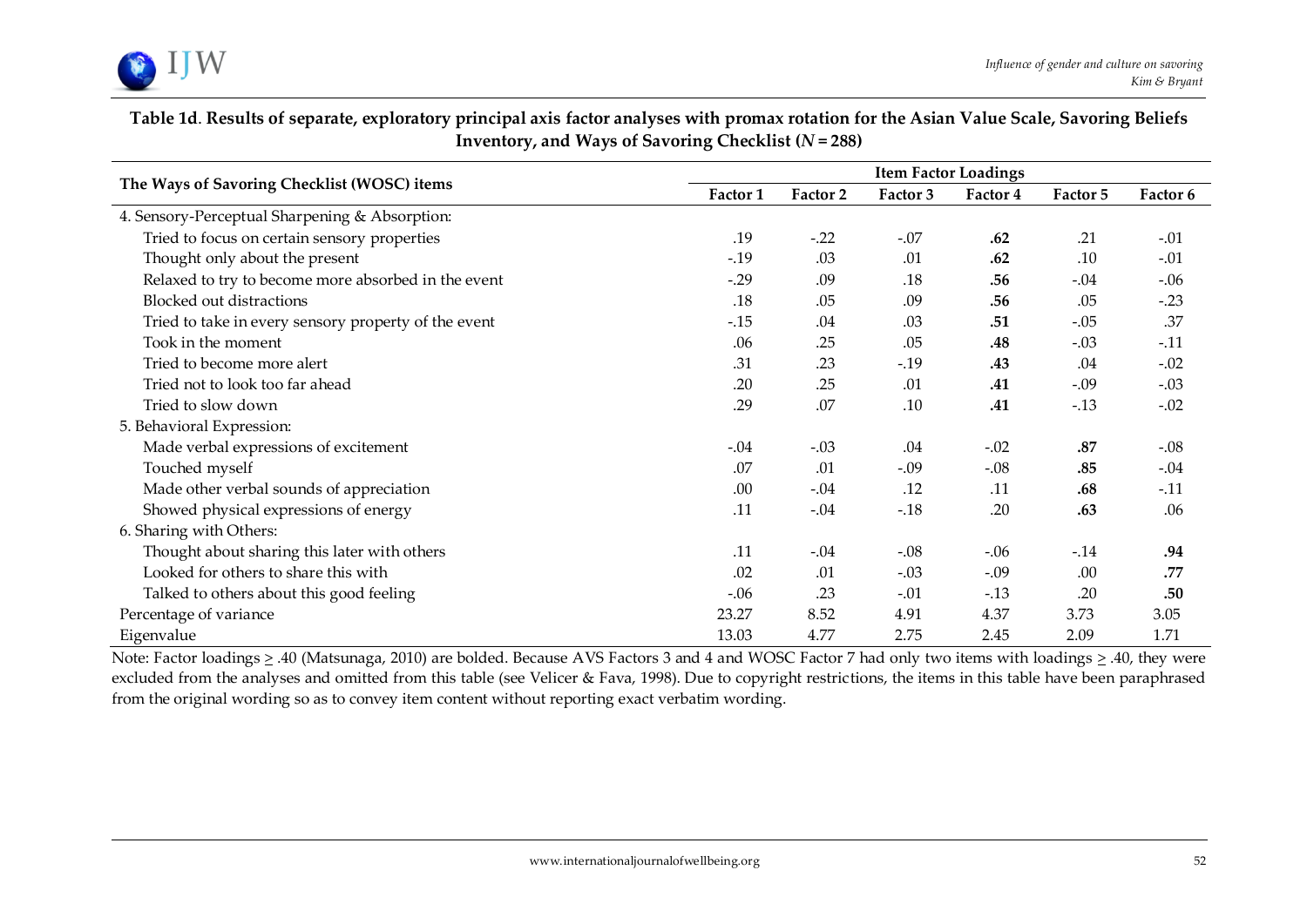**Table 1d. Results of separate, exploratory principal axis factor analyses with promax rotation for the Asian Value Scale, Savoring Beliefs Inventory, and Ways of Savoring Checklist (*N* = 288)**

| The Ways of Savoring Checklist (WOSC) items | Item Factor Loadings | | | | | |
|---|---|---|---|---|---|---|
| | Factor 1 | Factor 2 | Factor 3 | Factor 4 | Factor 5 | Factor 6 |
| 4. Sensory-Perceptual Sharpening & Absorption: | | | | | | |
| Tried to focus on certain sensory properties | .19 | -.22 | -.07 | **.62** | .21 | -.01 |
| Thought only about the present | -.19 | .03 | .01 | **.62** | .10 | -.01 |
| Relaxed to try to become more absorbed in the event | -.29 | .09 | .18 | **.56** | -.04 | -.06 |
| Blocked out distractions | .18 | .05 | .09 | **.56** | .05 | -.23 |
| Tried to take in every sensory property of the event | -.15 | .04 | .03 | **.51** | -.05 | .37 |
| Took in the moment | .06 | .25 | .05 | **.48** | -.03 | -.11 |
| Tried to become more alert | .31 | .23 | -.19 | **.43** | .04 | -.02 |
| Tried not to look too far ahead | .20 | .25 | .01 | **.41** | -.09 | -.03 |
| Tried to slow down | .29 | .07 | .10 | **.41** | -.13 | -.02 |
| 5. Behavioral Expression: | | | | | | |
| Made verbal expressions of excitement | -.04 | -.03 | .04 | -.02 | **.87** | -.08 |
| Touched myself | .07 | .01 | -.09 | -.08 | **.85** | -.04 |
| Made other verbal sounds of appreciation | .00 | -.04 | .12 | .11 | **.68** | -.11 |
| Showed physical expressions of energy | .11 | -.04 | -.18 | .20 | **.63** | .06 |
| 6. Sharing with Others: | | | | | | |
| Thought about sharing this later with others | .11 | -.04 | -.08 | -.06 | -.14 | **.94** |
| Looked for others to share this with | .02 | .01 | -.03 | -.09 | .00 | **.77** |
| Talked to others about this good feeling | -.06 | .23 | -.01 | -.13 | .20 | **.50** |
| Percentage of variance | 23.27 | 8.52 | 4.91 | 4.37 | 3.73 | 3.05 |
| Eigenvalue | 13.03 | 4.77 | 2.75 | 2.45 | 2.09 | 1.71 |

Note: Factor loadings ≥ .40 (Matsunaga, 2010) are bolded. Because AVS Factors 3 and 4 and WOSC Factor 7 had only two items with loadings ≥ .40, they were excluded from the analyses and omitted from this table (see Velicer & Fava, 1998). Due to copyright restrictions, the items in this table have been paraphrased from the original wording so as to convey item content without reporting exact verbatim wording.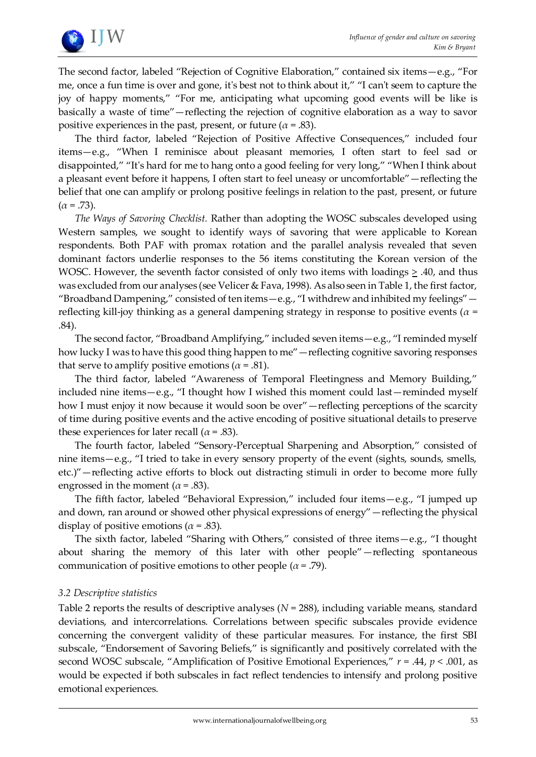The second factor, labeled "Rejection of Cognitive Elaboration," contained six items—e.g., "For me, once a fun time is over and gone, it's best not to think about it," "I can't seem to capture the joy of happy moments," "For me, anticipating what upcoming good events will be like is basically a waste of time"—reflecting the rejection of cognitive elaboration as a way to savor positive experiences in the past, present, or future ($\alpha$ = .83).

The third factor, labeled "Rejection of Positive Affective Consequences," included four items—e.g., "When I reminisce about pleasant memories, I often start to feel sad or disappointed," "It's hard for me to hang onto a good feeling for very long," "When I think about a pleasant event before it happens, I often start to feel uneasy or uncomfortable"—reflecting the belief that one can amplify or prolong positive feelings in relation to the past, present, or future ($\alpha$ = .73).

*The Ways of Savoring Checklist.* Rather than adopting the WOSC subscales developed using Western samples, we sought to identify ways of savoring that were applicable to Korean respondents. Both PAF with promax rotation and the parallel analysis revealed that seven dominant factors underlie responses to the 56 items constituting the Korean version of the WOSC. However, the seventh factor consisted of only two items with loadings $\geq$ .40, and thus was excluded from our analyses (see Velicer & Fava, 1998). As also seen in Table 1, the first factor, "Broadband Dampening," consisted of ten items—e.g., "I withdrew and inhibited my feelings"—reflecting kill-joy thinking as a general dampening strategy in response to positive events ($\alpha$ = .84).

The second factor, "Broadband Amplifying," included seven items—e.g., "I reminded myself how lucky I was to have this good thing happen to me"—reflecting cognitive savoring responses that serve to amplify positive emotions ($\alpha$ = .81).

The third factor, labeled "Awareness of Temporal Fleetingness and Memory Building," included nine items—e.g., "I thought how I wished this moment could last—reminded myself how I must enjoy it now because it would soon be over"—reflecting perceptions of the scarcity of time during positive events and the active encoding of positive situational details to preserve these experiences for later recall ($\alpha$ = .83).

The fourth factor, labeled "Sensory-Perceptual Sharpening and Absorption," consisted of nine items—e.g., "I tried to take in every sensory property of the event (sights, sounds, smells, etc.)"—reflecting active efforts to block out distracting stimuli in order to become more fully engrossed in the moment ($\alpha$ = .83).

The fifth factor, labeled "Behavioral Expression," included four items—e.g., "I jumped up and down, ran around or showed other physical expressions of energy"—reflecting the physical display of positive emotions ($\alpha$ = .83).

The sixth factor, labeled "Sharing with Others," consisted of three items—e.g., "I thought about sharing the memory of this later with other people"—reflecting spontaneous communication of positive emotions to other people ($\alpha$ = .79).

### *3.2 Descriptive statistics*

Table 2 reports the results of descriptive analyses ($N$ = 288), including variable means, standard deviations, and intercorrelations. Correlations between specific subscales provide evidence concerning the convergent validity of these particular measures. For instance, the first SBI subscale, "Endorsement of Savoring Beliefs," is significantly and positively correlated with the second WOSC subscale, "Amplification of Positive Emotional Experiences," $r$ = .44, $p$ < .001, as would be expected if both subscales in fact reflect tendencies to intensify and prolong positive emotional experiences.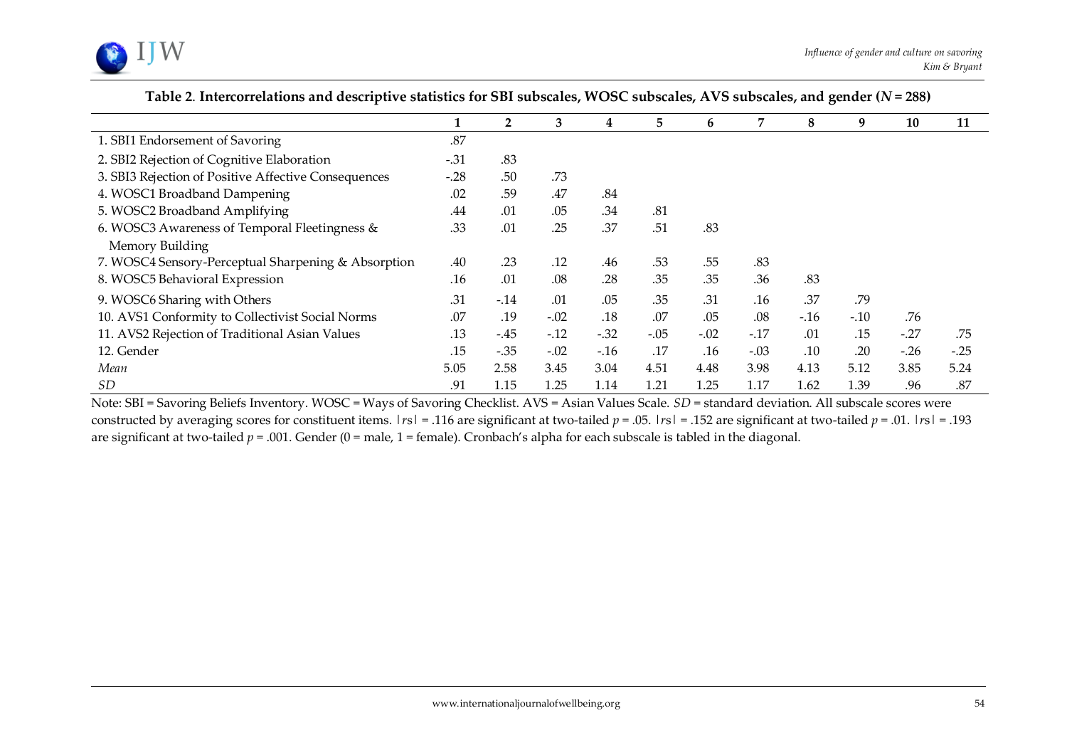**Table 2. Intercorrelations and descriptive statistics for SBI subscales, WOSC subscales, AVS subscales, and gender ($N$ = 288)**

| | 1 | 2 | 3 | 4 | 5 | 6 | 7 | 8 | 9 | 10 | 11 |
|---|---|---|---|---|---|---|---|---|---|---|---|
| 1. SBI1 Endorsement of Savoring | .87 | | | | | | | | | | |
| 2. SBI2 Rejection of Cognitive Elaboration | -.31 | .83 | | | | | | | | | |
| 3. SBI3 Rejection of Positive Affective Consequences | -.28 | .50 | .73 | | | | | | | | |
| 4. WOSC1 Broadband Dampening | .02 | .59 | .47 | .84 | | | | | | | |
| 5. WOSC2 Broadband Amplifying | .44 | .01 | .05 | .34 | .81 | | | | | | |
| 6. WOSC3 Awareness of Temporal Fleetingness & Memory Building | .33 | .01 | .25 | .37 | .51 | .83 | | | | | |
| 7. WOSC4 Sensory-Perceptual Sharpening & Absorption | .40 | .23 | .12 | .46 | .53 | .55 | .83 | | | | |
| 8. WOSC5 Behavioral Expression | .16 | .01 | .08 | .28 | .35 | .35 | .36 | .83 | | | |
| 9. WOSC6 Sharing with Others | .31 | -.14 | .01 | .05 | .35 | .31 | .16 | .37 | .79 | | |
| 10. AVS1 Conformity to Collectivist Social Norms | .07 | .19 | -.02 | .18 | .07 | .05 | .08 | -.16 | -.10 | .76 | |
| 11. AVS2 Rejection of Traditional Asian Values | .13 | -.45 | -.12 | -.32 | -.05 | -.02 | -.17 | .01 | .15 | -.27 | .75 |
| 12. Gender | .15 | -.35 | -.02 | -.16 | .17 | .16 | -.03 | .10 | .20 | -.26 | -.25 |
| *Mean* | 5.05 | 2.58 | 3.45 | 3.04 | 4.51 | 4.48 | 3.98 | 4.13 | 5.12 | 3.85 | 5.24 |
| *SD* | .91 | 1.15 | 1.25 | 1.14 | 1.21 | 1.25 | 1.17 | 1.62 | 1.39 | .96 | .87 |

Note: SBI = Savoring Beliefs Inventory. WOSC = Ways of Savoring Checklist. AVS = Asian Values Scale. *SD* = standard deviation. All subscale scores were constructed by averaging scores for constituent items. $|rs|$ = .116 are significant at two-tailed $p$ = .05. $|rs|$ = .152 are significant at two-tailed $p$ = .01. $|rs|$ = .193 are significant at two-tailed $p$ = .001. Gender (0 = male, 1 = female). Cronbach's alpha for each subscale is tabled in the diagonal.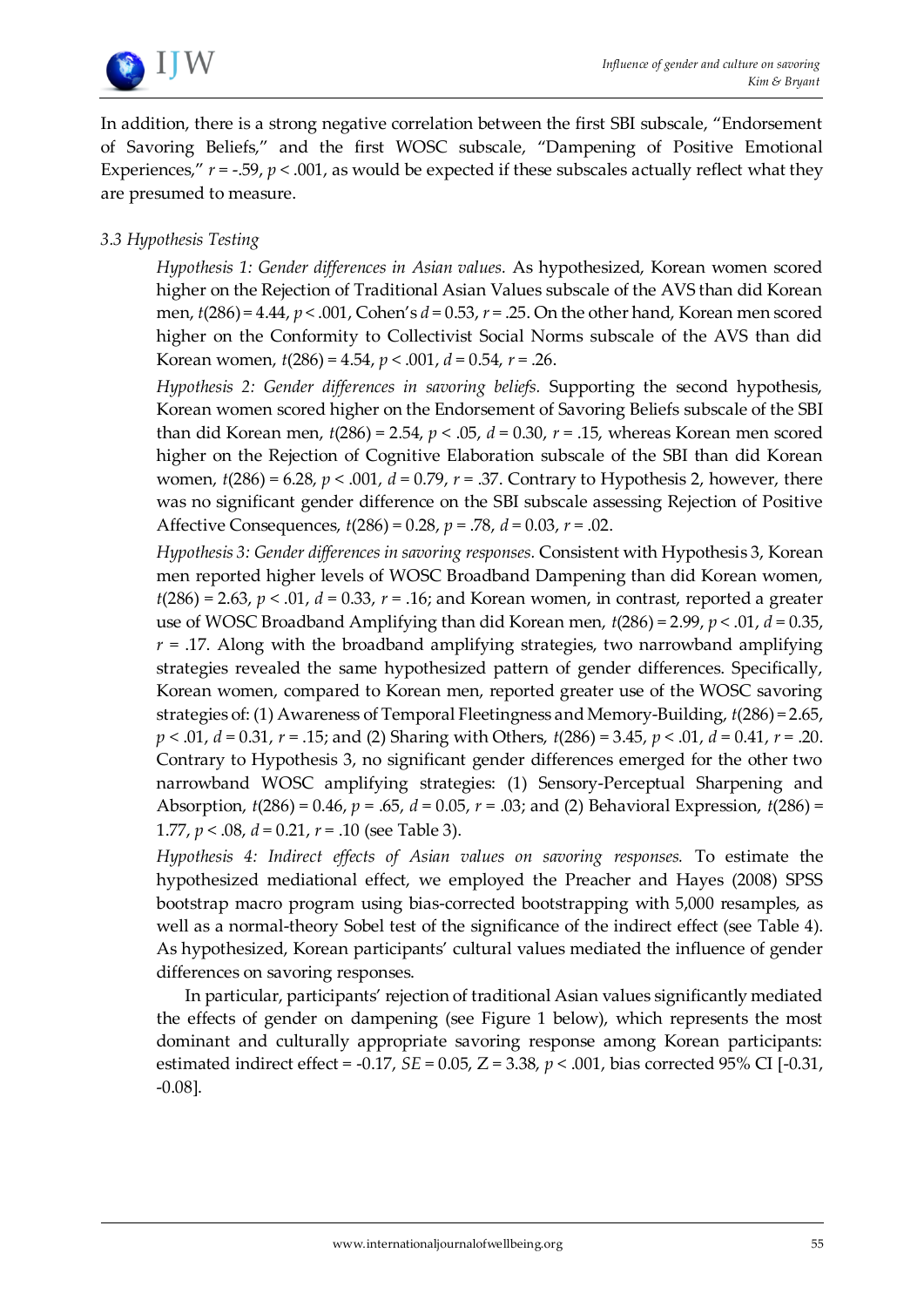In addition, there is a strong negative correlation between the first SBI subscale, "Endorsement of Savoring Beliefs," and the first WOSC subscale, "Dampening of Positive Emotional Experiences," $r = -.59$, $p < .001$, as would be expected if these subscales actually reflect what they are presumed to measure.

### *3.3 Hypothesis Testing*

*Hypothesis 1: Gender differences in Asian values.* As hypothesized, Korean women scored higher on the Rejection of Traditional Asian Values subscale of the AVS than did Korean men, $t(286) = 4.44$, $p < .001$, Cohen's $d = 0.53$, $r = .25$. On the other hand, Korean men scored higher on the Conformity to Collectivist Social Norms subscale of the AVS than did Korean women, $t(286) = 4.54$, $p < .001$, $d = 0.54$, $r = .26$.

*Hypothesis 2: Gender differences in savoring beliefs.* Supporting the second hypothesis, Korean women scored higher on the Endorsement of Savoring Beliefs subscale of the SBI than did Korean men, $t(286) = 2.54$, $p < .05$, $d = 0.30$, $r = .15$, whereas Korean men scored higher on the Rejection of Cognitive Elaboration subscale of the SBI than did Korean women, $t(286) = 6.28$, $p < .001$, $d = 0.79$, $r = .37$. Contrary to Hypothesis 2, however, there was no significant gender difference on the SBI subscale assessing Rejection of Positive Affective Consequences, $t(286) = 0.28$, $p = .78$, $d = 0.03$, $r = .02$.

*Hypothesis 3: Gender differences in savoring responses.* Consistent with Hypothesis 3, Korean men reported higher levels of WOSC Broadband Dampening than did Korean women, $t(286) = 2.63$, $p < .01$, $d = 0.33$, $r = .16$; and Korean women, in contrast, reported a greater use of WOSC Broadband Amplifying than did Korean men, $t(286) = 2.99$, $p < .01$, $d = 0.35$, $r = .17$. Along with the broadband amplifying strategies, two narrowband amplifying strategies revealed the same hypothesized pattern of gender differences. Specifically, Korean women, compared to Korean men, reported greater use of the WOSC savoring strategies of: (1) Awareness of Temporal Fleetingness and Memory-Building, $t(286) = 2.65$, $p < .01$, $d = 0.31$, $r = .15$; and (2) Sharing with Others, $t(286) = 3.45$, $p < .01$, $d = 0.41$, $r = .20$. Contrary to Hypothesis 3, no significant gender differences emerged for the other two narrowband WOSC amplifying strategies: (1) Sensory-Perceptual Sharpening and Absorption, $t(286) = 0.46$, $p = .65$, $d = 0.05$, $r = .03$; and (2) Behavioral Expression, $t(286) = 1.77$, $p < .08$, $d = 0.21$, $r = .10$ (see Table 3).

*Hypothesis 4: Indirect effects of Asian values on savoring responses.* To estimate the hypothesized mediational effect, we employed the Preacher and Hayes (2008) SPSS bootstrap macro program using bias-corrected bootstrapping with 5,000 resamples, as well as a normal-theory Sobel test of the significance of the indirect effect (see Table 4). As hypothesized, Korean participants' cultural values mediated the influence of gender differences on savoring responses.

In particular, participants' rejection of traditional Asian values significantly mediated the effects of gender on dampening (see Figure 1 below), which represents the most dominant and culturally appropriate savoring response among Korean participants: estimated indirect effect = -0.17, $SE = 0.05$, $Z = 3.38$, $p < .001$, bias corrected 95% CI [-0.31, -0.08].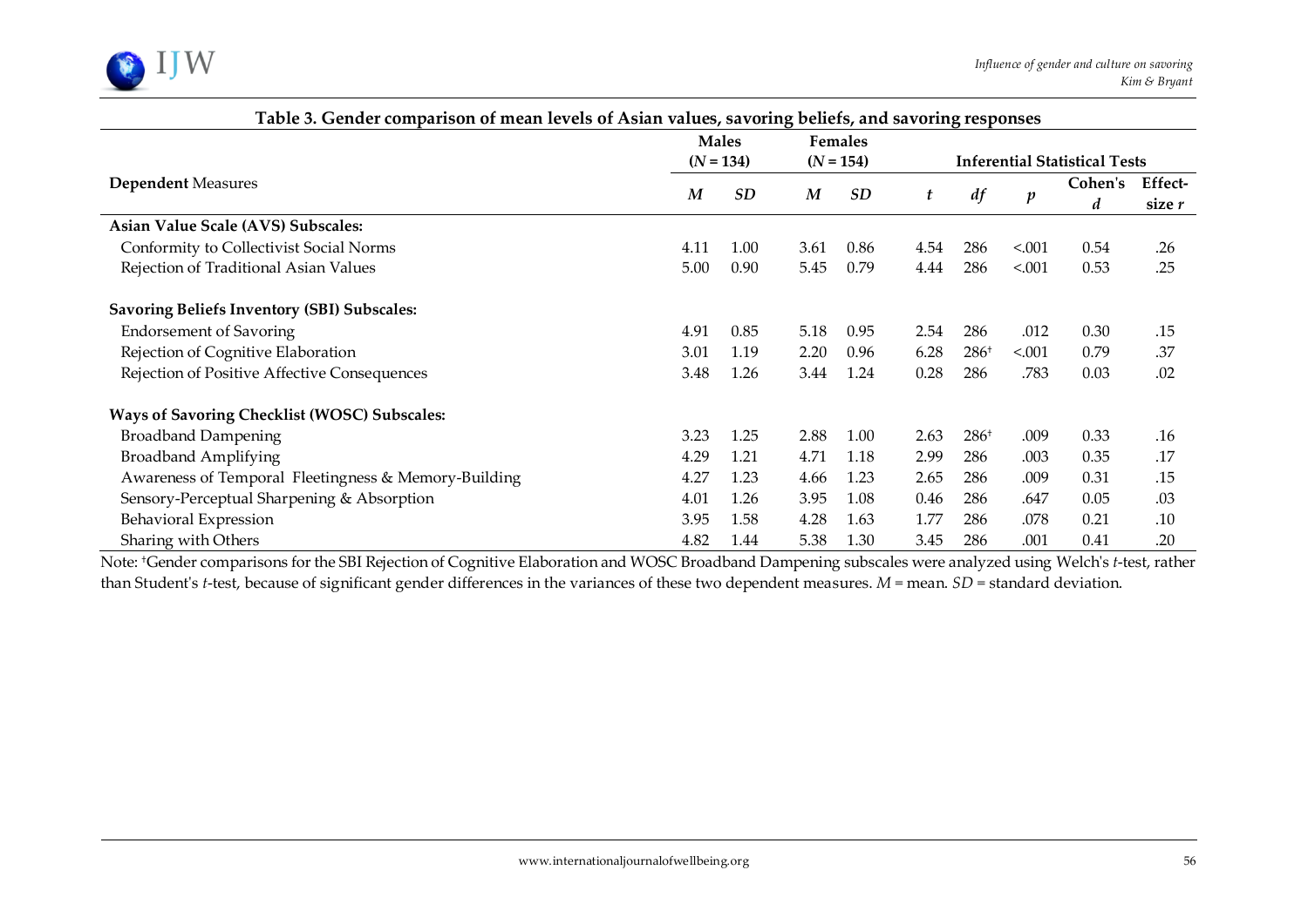**Table 3. Gender comparison of mean levels of Asian values, savoring beliefs, and savoring responses**

| **Dependent** Measures | **Males** ($N$ = 134) *M* | *SD* | **Females** ($N$ = 154) *M* | *SD* | **Inferential Statistical Tests** *t* | *df* | *p* | Cohen's *d* | Effect-size *r* |
|---|---|---|---|---|---|---|---|---|---|
| **Asian Value Scale (AVS) Subscales:** | | | | | | | | | |
| Conformity to Collectivist Social Norms | 4.11 | 1.00 | 3.61 | 0.86 | 4.54 | 286 | <.001 | 0.54 | .26 |
| Rejection of Traditional Asian Values | 5.00 | 0.90 | 5.45 | 0.79 | 4.44 | 286 | <.001 | 0.53 | .25 |
| **Savoring Beliefs Inventory (SBI) Subscales:** | | | | | | | | | |
| Endorsement of Savoring | 4.91 | 0.85 | 5.18 | 0.95 | 2.54 | 286 | .012 | 0.30 | .15 |
| Rejection of Cognitive Elaboration | 3.01 | 1.19 | 2.20 | 0.96 | 6.28 | 286† | <.001 | 0.79 | .37 |
| Rejection of Positive Affective Consequences | 3.48 | 1.26 | 3.44 | 1.24 | 0.28 | 286 | .783 | 0.03 | .02 |
| **Ways of Savoring Checklist (WOSC) Subscales:** | | | | | | | | | |
| Broadband Dampening | 3.23 | 1.25 | 2.88 | 1.00 | 2.63 | 286† | .009 | 0.33 | .16 |
| Broadband Amplifying | 4.29 | 1.21 | 4.71 | 1.18 | 2.99 | 286 | .003 | 0.35 | .17 |
| Awareness of Temporal Fleetingness & Memory-Building | 4.27 | 1.23 | 4.66 | 1.23 | 2.65 | 286 | .009 | 0.31 | .15 |
| Sensory-Perceptual Sharpening & Absorption | 4.01 | 1.26 | 3.95 | 1.08 | 0.46 | 286 | .647 | 0.05 | .03 |
| Behavioral Expression | 3.95 | 1.58 | 4.28 | 1.63 | 1.77 | 286 | .078 | 0.21 | .10 |
| Sharing with Others | 4.82 | 1.44 | 5.38 | 1.30 | 3.45 | 286 | .001 | 0.41 | .20 |

Note: †Gender comparisons for the SBI Rejection of Cognitive Elaboration and WOSC Broadband Dampening subscales were analyzed using Welch's *t*-test, rather than Student's *t*-test, because of significant gender differences in the variances of these two dependent measures. *M* = mean. *SD* = standard deviation.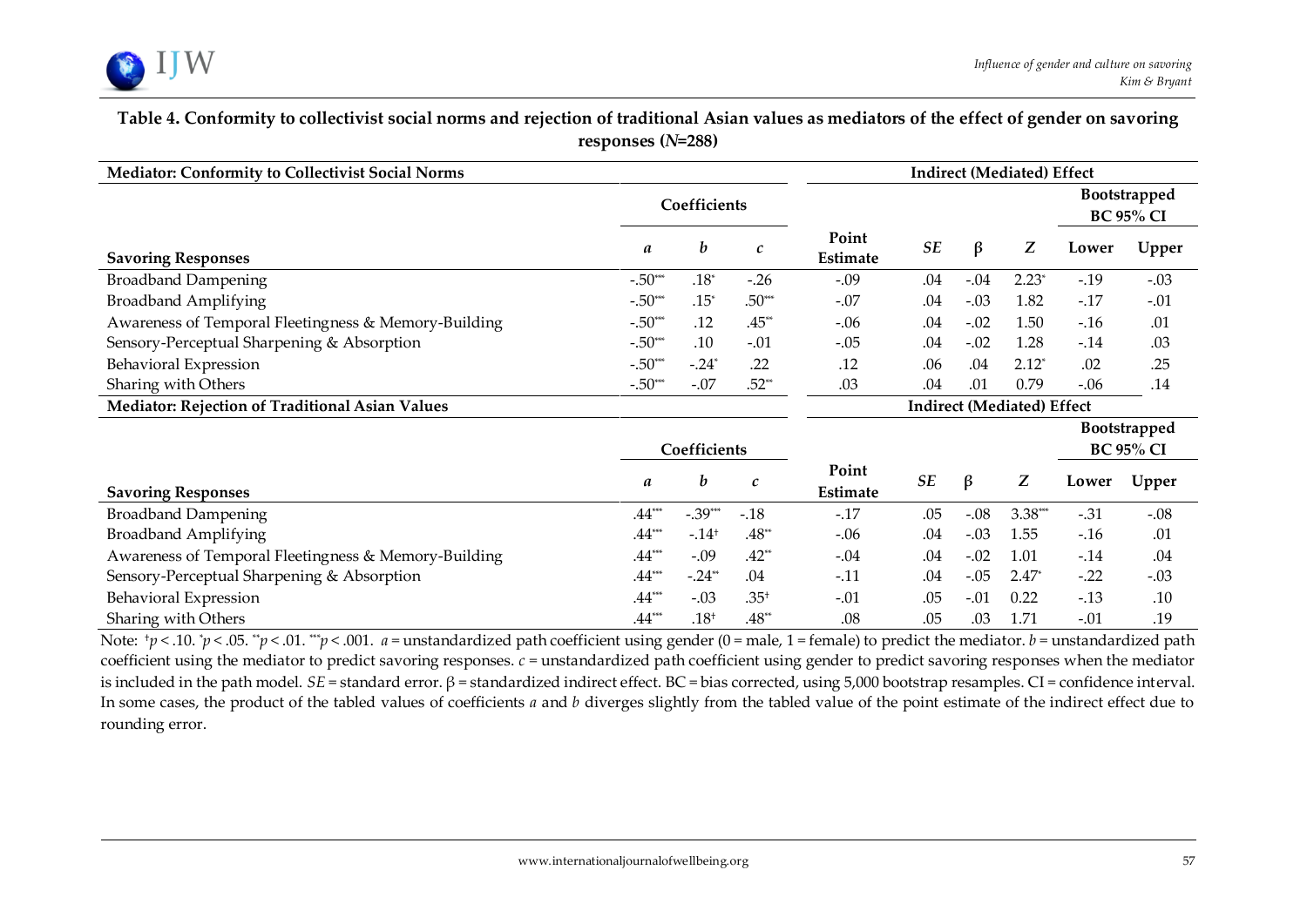**Table 4. Conformity to collectivist social norms and rejection of traditional Asian values as mediators of the effect of gender on savoring responses (*N*=288)**

| **Mediator: Conformity to Collectivist Social Norms** | | | | **Indirect (Mediated) Effect** | | | | | |
|---|---|---|---|---|---|---|---|---|---|
| | **Coefficients** | | | | | | | **Bootstrapped BC 95% CI** | |
| **Savoring Responses** | ***a*** | ***b*** | ***c*** | **Point Estimate** | ***SE*** | **β** | ***Z*** | **Lower** | **Upper** |
| Broadband Dampening | -.50*** | .18* | -.26 | -.09 | .04 | -.04 | 2.23* | -.19 | -.03 |
| Broadband Amplifying | -.50*** | .15* | .50*** | -.07 | .04 | -.03 | 1.82 | -.17 | -.01 |
| Awareness of Temporal Fleetingness & Memory-Building | -.50*** | .12 | .45** | -.06 | .04 | -.02 | 1.50 | -.16 | .01 |
| Sensory-Perceptual Sharpening & Absorption | -.50*** | .10 | -.01 | -.05 | .04 | -.02 | 1.28 | -.14 | .03 |
| Behavioral Expression | -.50*** | -.24* | .22 | .12 | .06 | .04 | 2.12* | .02 | .25 |
| Sharing with Others | -.50*** | -.07 | .52** | .03 | .04 | .01 | 0.79 | -.06 | .14 |
| **Mediator: Rejection of Traditional Asian Values** | | | | **Indirect (Mediated) Effect** | | | | | |
| | **Coefficients** | | | | | | | **Bootstrapped BC 95% CI** | |
| **Savoring Responses** | ***a*** | ***b*** | ***c*** | **Point Estimate** | ***SE*** | **β** | ***Z*** | **Lower** | **Upper** |
| Broadband Dampening | .44*** | -.39*** | -.18 | -.17 | .05 | -.08 | 3.38*** | -.31 | -.08 |
| Broadband Amplifying | .44*** | -.14† | .48** | -.06 | .04 | -.03 | 1.55 | -.16 | .01 |
| Awareness of Temporal Fleetingness & Memory-Building | .44*** | -.09 | .42** | -.04 | .04 | -.02 | 1.01 | -.14 | .04 |
| Sensory-Perceptual Sharpening & Absorption | .44*** | -.24** | .04 | -.11 | .04 | -.05 | 2.47* | -.22 | -.03 |
| Behavioral Expression | .44*** | -.03 | .35† | -.01 | .05 | -.01 | 0.22 | -.13 | .10 |
| Sharing with Others | .44*** | .18† | .48** | .08 | .05 | .03 | 1.71 | -.01 | .19 |

Note: †$p < .10$. *$p < .05$. **$p < .01$. ***$p < .001$. *a* = unstandardized path coefficient using gender (0 = male, 1 = female) to predict the mediator. *b* = unstandardized path coefficient using the mediator to predict savoring responses. *c* = unstandardized path coefficient using gender to predict savoring responses when the mediator is included in the path model. *SE* = standard error. β = standardized indirect effect. BC = bias corrected, using 5,000 bootstrap resamples. CI = confidence interval. In some cases, the product of the tabled values of coefficients *a* and *b* diverges slightly from the tabled value of the point estimate of the indirect effect due to rounding error.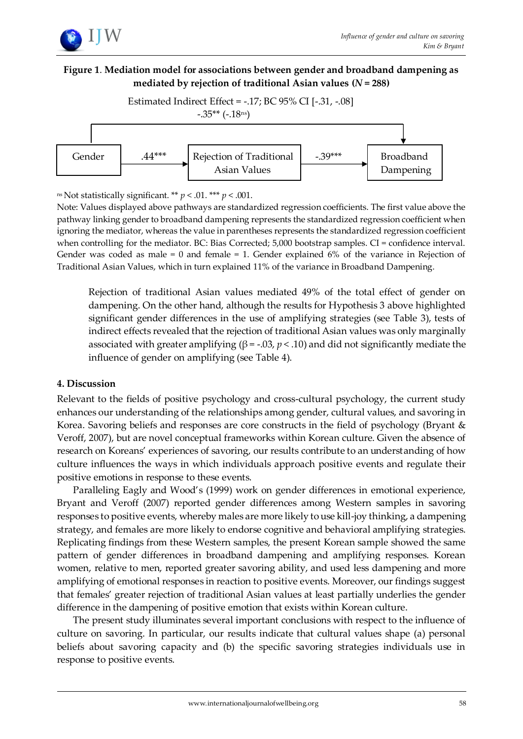**Figure 1**. **Mediation model for associations between gender and broadband dampening as mediated by rejection of traditional Asian values ($N$ = 288)**

Estimated Indirect Effect = -.17; BC 95% CI [-.31, -.08]

-.35** (-.18[ns])

Gender → .44*** → Rejection of Traditional Asian Values → -.39*** → Broadband Dampening

[ns] Not statistically significant. ** $p < .01$. *** $p < .001$.

Note: Values displayed above pathways are standardized regression coefficients. The first value above the pathway linking gender to broadband dampening represents the standardized regression coefficient when ignoring the mediator, whereas the value in parentheses represents the standardized regression coefficient when controlling for the mediator. BC: Bias Corrected; 5,000 bootstrap samples. CI = confidence interval. Gender was coded as male = 0 and female = 1. Gender explained 6% of the variance in Rejection of Traditional Asian Values, which in turn explained 11% of the variance in Broadband Dampening.

Rejection of traditional Asian values mediated 49% of the total effect of gender on dampening. On the other hand, although the results for Hypothesis 3 above highlighted significant gender differences in the use of amplifying strategies (see Table 3), tests of indirect effects revealed that the rejection of traditional Asian values was only marginally associated with greater amplifying ($\beta = -.03$, $p < .10$) and did not significantly mediate the influence of gender on amplifying (see Table 4).

## 4. Discussion

Relevant to the fields of positive psychology and cross-cultural psychology, the current study enhances our understanding of the relationships among gender, cultural values, and savoring in Korea. Savoring beliefs and responses are core constructs in the field of psychology (Bryant & Veroff, 2007), but are novel conceptual frameworks within Korean culture. Given the absence of research on Koreans' experiences of savoring, our results contribute to an understanding of how culture influences the ways in which individuals approach positive events and regulate their positive emotions in response to these events.

Paralleling Eagly and Wood's (1999) work on gender differences in emotional experience, Bryant and Veroff (2007) reported gender differences among Western samples in savoring responses to positive events, whereby males are more likely to use kill-joy thinking, a dampening strategy, and females are more likely to endorse cognitive and behavioral amplifying strategies. Replicating findings from these Western samples, the present Korean sample showed the same pattern of gender differences in broadband dampening and amplifying responses. Korean women, relative to men, reported greater savoring ability, and used less dampening and more amplifying of emotional responses in reaction to positive events. Moreover, our findings suggest that females' greater rejection of traditional Asian values at least partially underlies the gender difference in the dampening of positive emotion that exists within Korean culture.

The present study illuminates several important conclusions with respect to the influence of culture on savoring. In particular, our results indicate that cultural values shape (a) personal beliefs about savoring capacity and (b) the specific savoring strategies individuals use in response to positive events.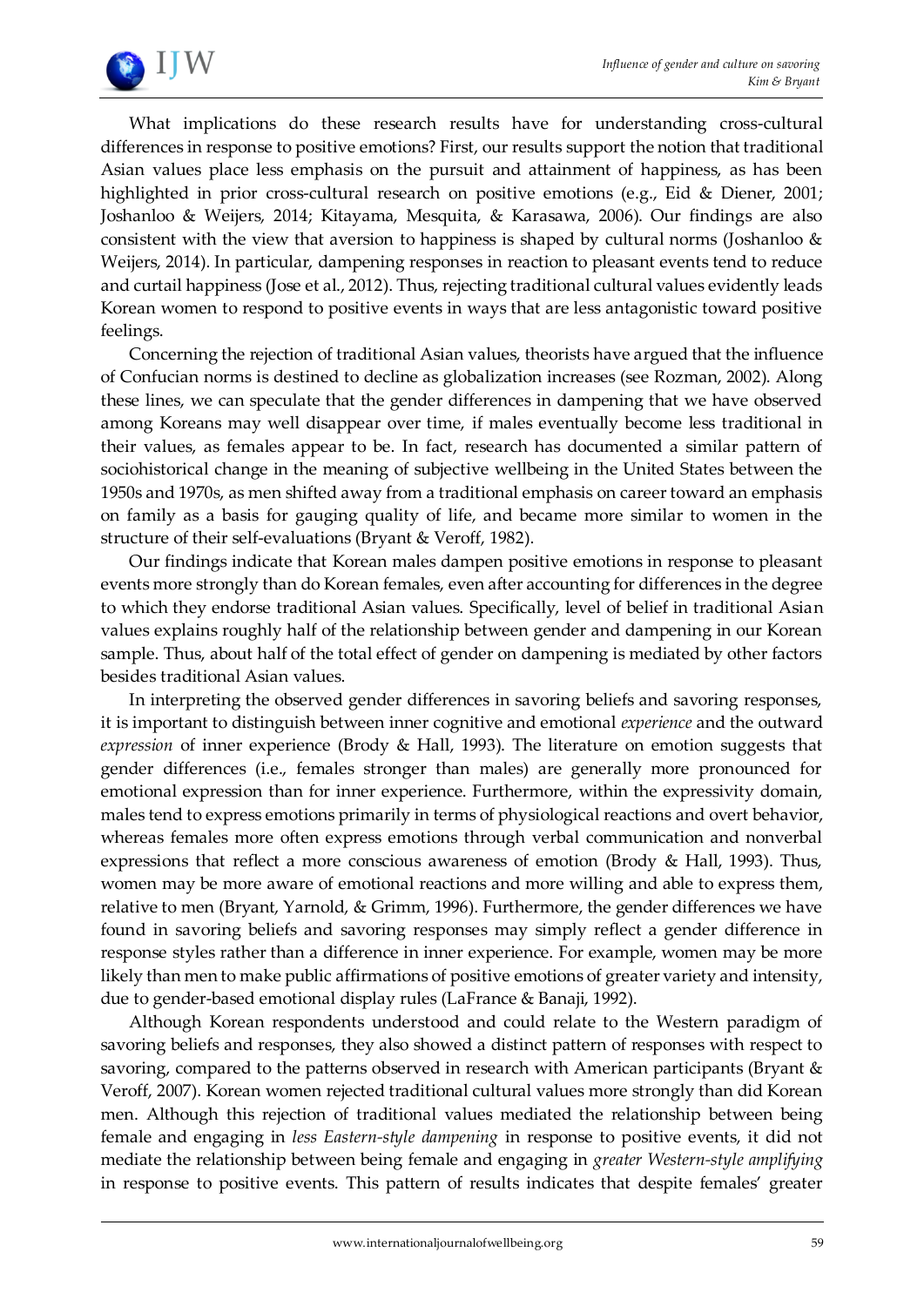What implications do these research results have for understanding cross-cultural differences in response to positive emotions? First, our results support the notion that traditional Asian values place less emphasis on the pursuit and attainment of happiness, as has been highlighted in prior cross-cultural research on positive emotions (e.g., Eid & Diener, 2001; Joshanloo & Weijers, 2014; Kitayama, Mesquita, & Karasawa, 2006). Our findings are also consistent with the view that aversion to happiness is shaped by cultural norms (Joshanloo & Weijers, 2014). In particular, dampening responses in reaction to pleasant events tend to reduce and curtail happiness (Jose et al., 2012). Thus, rejecting traditional cultural values evidently leads Korean women to respond to positive events in ways that are less antagonistic toward positive feelings.

Concerning the rejection of traditional Asian values, theorists have argued that the influence of Confucian norms is destined to decline as globalization increases (see Rozman, 2002). Along these lines, we can speculate that the gender differences in dampening that we have observed among Koreans may well disappear over time, if males eventually become less traditional in their values, as females appear to be. In fact, research has documented a similar pattern of sociohistorical change in the meaning of subjective wellbeing in the United States between the 1950s and 1970s, as men shifted away from a traditional emphasis on career toward an emphasis on family as a basis for gauging quality of life, and became more similar to women in the structure of their self-evaluations (Bryant & Veroff, 1982).

Our findings indicate that Korean males dampen positive emotions in response to pleasant events more strongly than do Korean females, even after accounting for differences in the degree to which they endorse traditional Asian values. Specifically, level of belief in traditional Asian values explains roughly half of the relationship between gender and dampening in our Korean sample. Thus, about half of the total effect of gender on dampening is mediated by other factors besides traditional Asian values.

In interpreting the observed gender differences in savoring beliefs and savoring responses, it is important to distinguish between inner cognitive and emotional *experience* and the outward *expression* of inner experience (Brody & Hall, 1993). The literature on emotion suggests that gender differences (i.e., females stronger than males) are generally more pronounced for emotional expression than for inner experience. Furthermore, within the expressivity domain, males tend to express emotions primarily in terms of physiological reactions and overt behavior, whereas females more often express emotions through verbal communication and nonverbal expressions that reflect a more conscious awareness of emotion (Brody & Hall, 1993). Thus, women may be more aware of emotional reactions and more willing and able to express them, relative to men (Bryant, Yarnold, & Grimm, 1996). Furthermore, the gender differences we have found in savoring beliefs and savoring responses may simply reflect a gender difference in response styles rather than a difference in inner experience. For example, women may be more likely than men to make public affirmations of positive emotions of greater variety and intensity, due to gender-based emotional display rules (LaFrance & Banaji, 1992).

Although Korean respondents understood and could relate to the Western paradigm of savoring beliefs and responses, they also showed a distinct pattern of responses with respect to savoring, compared to the patterns observed in research with American participants (Bryant & Veroff, 2007). Korean women rejected traditional cultural values more strongly than did Korean men. Although this rejection of traditional values mediated the relationship between being female and engaging in *less Eastern-style dampening* in response to positive events, it did not mediate the relationship between being female and engaging in *greater Western-style amplifying* in response to positive events. This pattern of results indicates that despite females' greater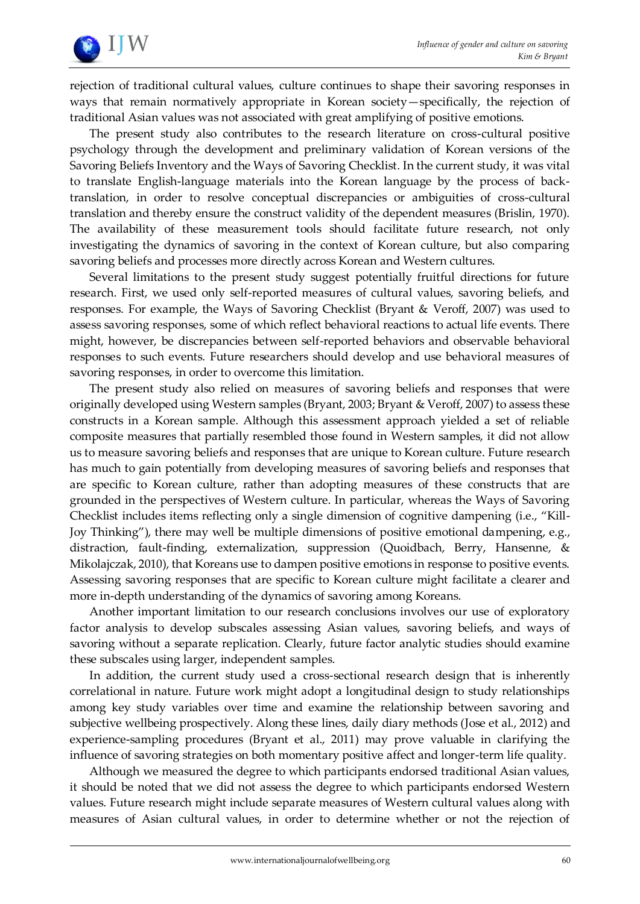rejection of traditional cultural values, culture continues to shape their savoring responses in ways that remain normatively appropriate in Korean society—specifically, the rejection of traditional Asian values was not associated with great amplifying of positive emotions.

The present study also contributes to the research literature on cross-cultural positive psychology through the development and preliminary validation of Korean versions of the Savoring Beliefs Inventory and the Ways of Savoring Checklist. In the current study, it was vital to translate English-language materials into the Korean language by the process of back-translation, in order to resolve conceptual discrepancies or ambiguities of cross-cultural translation and thereby ensure the construct validity of the dependent measures (Brislin, 1970). The availability of these measurement tools should facilitate future research, not only investigating the dynamics of savoring in the context of Korean culture, but also comparing savoring beliefs and processes more directly across Korean and Western cultures.

Several limitations to the present study suggest potentially fruitful directions for future research. First, we used only self-reported measures of cultural values, savoring beliefs, and responses. For example, the Ways of Savoring Checklist (Bryant & Veroff, 2007) was used to assess savoring responses, some of which reflect behavioral reactions to actual life events. There might, however, be discrepancies between self-reported behaviors and observable behavioral responses to such events. Future researchers should develop and use behavioral measures of savoring responses, in order to overcome this limitation.

The present study also relied on measures of savoring beliefs and responses that were originally developed using Western samples (Bryant, 2003; Bryant & Veroff, 2007) to assess these constructs in a Korean sample. Although this assessment approach yielded a set of reliable composite measures that partially resembled those found in Western samples, it did not allow us to measure savoring beliefs and responses that are unique to Korean culture. Future research has much to gain potentially from developing measures of savoring beliefs and responses that are specific to Korean culture, rather than adopting measures of these constructs that are grounded in the perspectives of Western culture. In particular, whereas the Ways of Savoring Checklist includes items reflecting only a single dimension of cognitive dampening (i.e., "Kill-Joy Thinking"), there may well be multiple dimensions of positive emotional dampening, e.g., distraction, fault-finding, externalization, suppression (Quoidbach, Berry, Hansenne, & Mikolajczak, 2010), that Koreans use to dampen positive emotions in response to positive events. Assessing savoring responses that are specific to Korean culture might facilitate a clearer and more in-depth understanding of the dynamics of savoring among Koreans.

Another important limitation to our research conclusions involves our use of exploratory factor analysis to develop subscales assessing Asian values, savoring beliefs, and ways of savoring without a separate replication. Clearly, future factor analytic studies should examine these subscales using larger, independent samples.

In addition, the current study used a cross-sectional research design that is inherently correlational in nature. Future work might adopt a longitudinal design to study relationships among key study variables over time and examine the relationship between savoring and subjective wellbeing prospectively. Along these lines, daily diary methods (Jose et al., 2012) and experience-sampling procedures (Bryant et al., 2011) may prove valuable in clarifying the influence of savoring strategies on both momentary positive affect and longer-term life quality.

Although we measured the degree to which participants endorsed traditional Asian values, it should be noted that we did not assess the degree to which participants endorsed Western values. Future research might include separate measures of Western cultural values along with measures of Asian cultural values, in order to determine whether or not the rejection of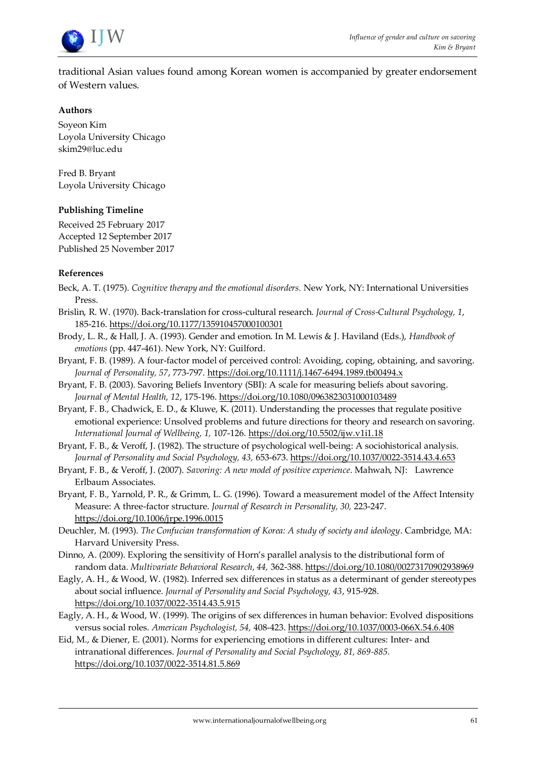traditional Asian values found among Korean women is accompanied by greater endorsement of Western values.

### Authors

Soyeon Kim
Loyola University Chicago
skim29@luc.edu

Fred B. Bryant
Loyola University Chicago

### Publishing Timeline

Received 25 February 2017
Accepted 12 September 2017
Published 25 November 2017

### References

Beck, A. T. (1975). *Cognitive therapy and the emotional disorders.* New York, NY: International Universities Press.

Brislin, R. W. (1970). Back-translation for cross-cultural research. *Journal of Cross-Cultural Psychology, 1*, 185-216. https://doi.org/10.1177/135910457000100301

Brody, L. R., & Hall, J. A. (1993). Gender and emotion. In M. Lewis & J. Haviland (Eds.), *Handbook of emotions* (pp. 447-461). New York, NY: Guilford.

Bryant, F. B. (1989). A four-factor model of perceived control: Avoiding, coping, obtaining, and savoring. *Journal of Personality, 57*, 773-797. https://doi.org/10.1111/j.1467-6494.1989.tb00494.x

Bryant, F. B. (2003). Savoring Beliefs Inventory (SBI): A scale for measuring beliefs about savoring. *Journal of Mental Health, 12*, 175-196. https://doi.org/10.1080/0963823031000103489

Bryant, F. B., Chadwick, E. D., & Kluwe, K. (2011). Understanding the processes that regulate positive emotional experience: Unsolved problems and future directions for theory and research on savoring. *International Journal of Wellbeing, 1,* 107-126. https://doi.org/10.5502/ijw.v1i1.18

Bryant, F. B., & Veroff, J. (1982). The structure of psychological well-being: A sociohistorical analysis. *Journal of Personality and Social Psychology, 43,* 653-673. https://doi.org/10.1037/0022-3514.43.4.653

Bryant, F. B., & Veroff, J. (2007). *Savoring: A new model of positive experience*. Mahwah, NJ: Lawrence Erlbaum Associates.

Bryant, F. B., Yarnold, P. R., & Grimm, L. G. (1996). Toward a measurement model of the Affect Intensity Measure: A three-factor structure. *Journal of Research in Personality, 30,* 223-247. https://doi.org/10.1006/jrpe.1996.0015

Deuchler, M. (1993). *The Confucian transformation of Korea: A study of society and ideology*. Cambridge, MA: Harvard University Press.

Dinno, A. (2009). Exploring the sensitivity of Horn's parallel analysis to the distributional form of random data. *Multivariate Behavioral Research, 44,* 362-388. https://doi.org/10.1080/00273170902938969

Eagly, A. H., & Wood, W. (1982). Inferred sex differences in status as a determinant of gender stereotypes about social influence. *Journal of Personality and Social Psychology, 43*, 915-928. https://doi.org/10.1037/0022-3514.43.5.915

Eagly, A. H., & Wood, W. (1999). The origins of sex differences in human behavior: Evolved dispositions versus social roles. *American Psychologist, 54,* 408-423. https://doi.org/10.1037/0003-066X.54.6.408

Eid, M., & Diener, E. (2001). Norms for experiencing emotions in different cultures: Inter- and intranational differences. *Journal of Personality and Social Psychology, 81, 869-885.* https://doi.org/10.1037/0022-3514.81.5.869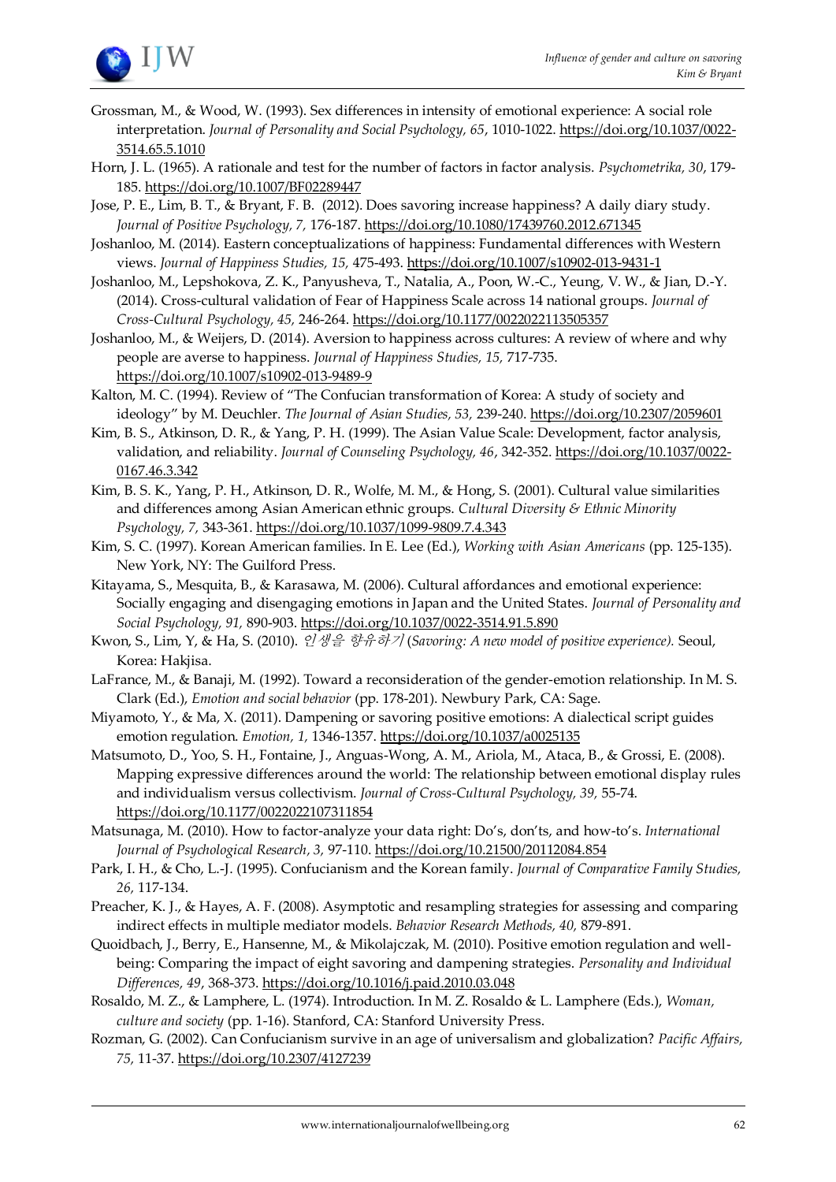Grossman, M., & Wood, W. (1993). Sex differences in intensity of emotional experience: A social role interpretation. *Journal of Personality and Social Psychology, 65*, 1010-1022. https://doi.org/10.1037/0022-3514.65.5.1010

Horn, J. L. (1965). A rationale and test for the number of factors in factor analysis. *Psychometrika, 30*, 179-185. https://doi.org/10.1007/BF02289447

Jose, P. E., Lim, B. T., & Bryant, F. B. (2012). Does savoring increase happiness? A daily diary study. *Journal of Positive Psychology, 7,* 176-187. https://doi.org/10.1080/17439760.2012.671345

Joshanloo, M. (2014). Eastern conceptualizations of happiness: Fundamental differences with Western views. *Journal of Happiness Studies, 15,* 475-493. https://doi.org/10.1007/s10902-013-9431-1

Joshanloo, M., Lepshokova, Z. K., Panyusheva, T., Natalia, A., Poon, W.-C., Yeung, V. W., & Jian, D.-Y. (2014). Cross-cultural validation of Fear of Happiness Scale across 14 national groups. *Journal of Cross-Cultural Psychology, 45,* 246-264. https://doi.org/10.1177/0022022113505357

Joshanloo, M., & Weijers, D. (2014). Aversion to happiness across cultures: A review of where and why people are averse to happiness. *Journal of Happiness Studies, 15,* 717-735. https://doi.org/10.1007/s10902-013-9489-9

Kalton, M. C. (1994). Review of "The Confucian transformation of Korea: A study of society and ideology" by M. Deuchler. *The Journal of Asian Studies, 53,* 239-240. https://doi.org/10.2307/2059601

Kim, B. S., Atkinson, D. R., & Yang, P. H. (1999). The Asian Value Scale: Development, factor analysis, validation, and reliability. *Journal of Counseling Psychology, 46*, 342-352. https://doi.org/10.1037/0022-0167.46.3.342

Kim, B. S. K., Yang, P. H., Atkinson, D. R., Wolfe, M. M., & Hong, S. (2001). Cultural value similarities and differences among Asian American ethnic groups. *Cultural Diversity & Ethnic Minority Psychology, 7,* 343-361. https://doi.org/10.1037/1099-9809.7.4.343

Kim, S. C. (1997). Korean American families. In E. Lee (Ed.), *Working with Asian Americans* (pp. 125-135). New York, NY: The Guilford Press.

Kitayama, S., Mesquita, B., & Karasawa, M. (2006). Cultural affordances and emotional experience: Socially engaging and disengaging emotions in Japan and the United States. *Journal of Personality and Social Psychology, 91,* 890-903. https://doi.org/10.1037/0022-3514.91.5.890

Kwon, S., Lim, Y, & Ha, S. (2010). *인생을 향유하기* (*Savoring: A new model of positive experience).* Seoul, Korea: Hakjisa.

LaFrance, M., & Banaji, M. (1992). Toward a reconsideration of the gender-emotion relationship. In M. S. Clark (Ed.), *Emotion and social behavior* (pp. 178-201). Newbury Park, CA: Sage.

Miyamoto, Y., & Ma, X. (2011). Dampening or savoring positive emotions: A dialectical script guides emotion regulation. *Emotion, 1,* 1346-1357. https://doi.org/10.1037/a0025135

Matsumoto, D., Yoo, S. H., Fontaine, J., Anguas-Wong, A. M., Ariola, M., Ataca, B., & Grossi, E. (2008). Mapping expressive differences around the world: The relationship between emotional display rules and individualism versus collectivism. *Journal of Cross-Cultural Psychology, 39,* 55-74. https://doi.org/10.1177/0022022107311854

Matsunaga, M. (2010). How to factor-analyze your data right: Do's, don'ts, and how-to's. *International Journal of Psychological Research, 3,* 97-110. https://doi.org/10.21500/20112084.854

Park, I. H., & Cho, L.-J. (1995). Confucianism and the Korean family. *Journal of Comparative Family Studies, 26,* 117-134.

Preacher, K. J., & Hayes, A. F. (2008). Asymptotic and resampling strategies for assessing and comparing indirect effects in multiple mediator models. *Behavior Research Methods, 40,* 879-891.

Quoidbach, J., Berry, E., Hansenne, M., & Mikolajczak, M. (2010). Positive emotion regulation and well-being: Comparing the impact of eight savoring and dampening strategies. *Personality and Individual Differences, 49*, 368-373. https://doi.org/10.1016/j.paid.2010.03.048

Rosaldo, M. Z., & Lamphere, L. (1974). Introduction. In M. Z. Rosaldo & L. Lamphere (Eds.), *Woman, culture and society* (pp. 1-16). Stanford, CA: Stanford University Press.

Rozman, G. (2002). Can Confucianism survive in an age of universalism and globalization? *Pacific Affairs, 75,* 11-37. https://doi.org/10.2307/4127239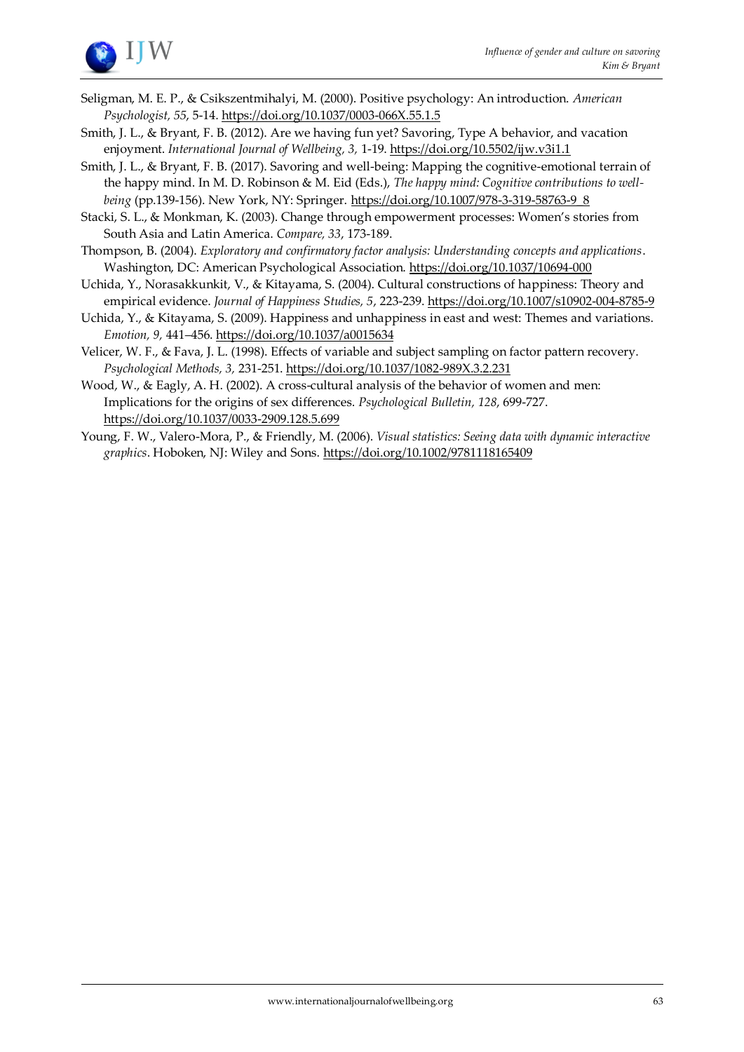Seligman, M. E. P., & Csikszentmihalyi, M. (2000). Positive psychology: An introduction. *American Psychologist, 55*, 5-14. https://doi.org/10.1037/0003-066X.55.1.5

Smith, J. L., & Bryant, F. B. (2012). Are we having fun yet? Savoring, Type A behavior, and vacation enjoyment. *International Journal of Wellbeing, 3,* 1-19. https://doi.org/10.5502/ijw.v3i1.1

Smith, J. L., & Bryant, F. B. (2017). Savoring and well-being: Mapping the cognitive-emotional terrain of the happy mind. In M. D. Robinson & M. Eid (Eds.), *The happy mind: Cognitive contributions to well-being* (pp.139-156). New York, NY: Springer. https://doi.org/10.1007/978-3-319-58763-9_8

Stacki, S. L., & Monkman, K. (2003). Change through empowerment processes: Women's stories from South Asia and Latin America. *Compare, 33*, 173-189.

Thompson, B. (2004). *Exploratory and confirmatory factor analysis: Understanding concepts and applications*. Washington, DC: American Psychological Association. https://doi.org/10.1037/10694-000

Uchida, Y., Norasakkunkit, V., & Kitayama, S. (2004). Cultural constructions of happiness: Theory and empirical evidence. *Journal of Happiness Studies, 5*, 223-239. https://doi.org/10.1007/s10902-004-8785-9

Uchida, Y., & Kitayama, S. (2009). Happiness and unhappiness in east and west: Themes and variations. *Emotion, 9,* 441–456. https://doi.org/10.1037/a0015634

Velicer, W. F., & Fava, J. L. (1998). Effects of variable and subject sampling on factor pattern recovery. *Psychological Methods, 3,* 231-251. https://doi.org/10.1037/1082-989X.3.2.231

Wood, W., & Eagly, A. H. (2002). A cross-cultural analysis of the behavior of women and men: Implications for the origins of sex differences. *Psychological Bulletin, 128*, 699-727. https://doi.org/10.1037/0033-2909.128.5.699

Young, F. W., Valero-Mora, P., & Friendly, M. (2006). *Visual statistics: Seeing data with dynamic interactive graphics*. Hoboken, NJ: Wiley and Sons. https://doi.org/10.1002/9781118165409